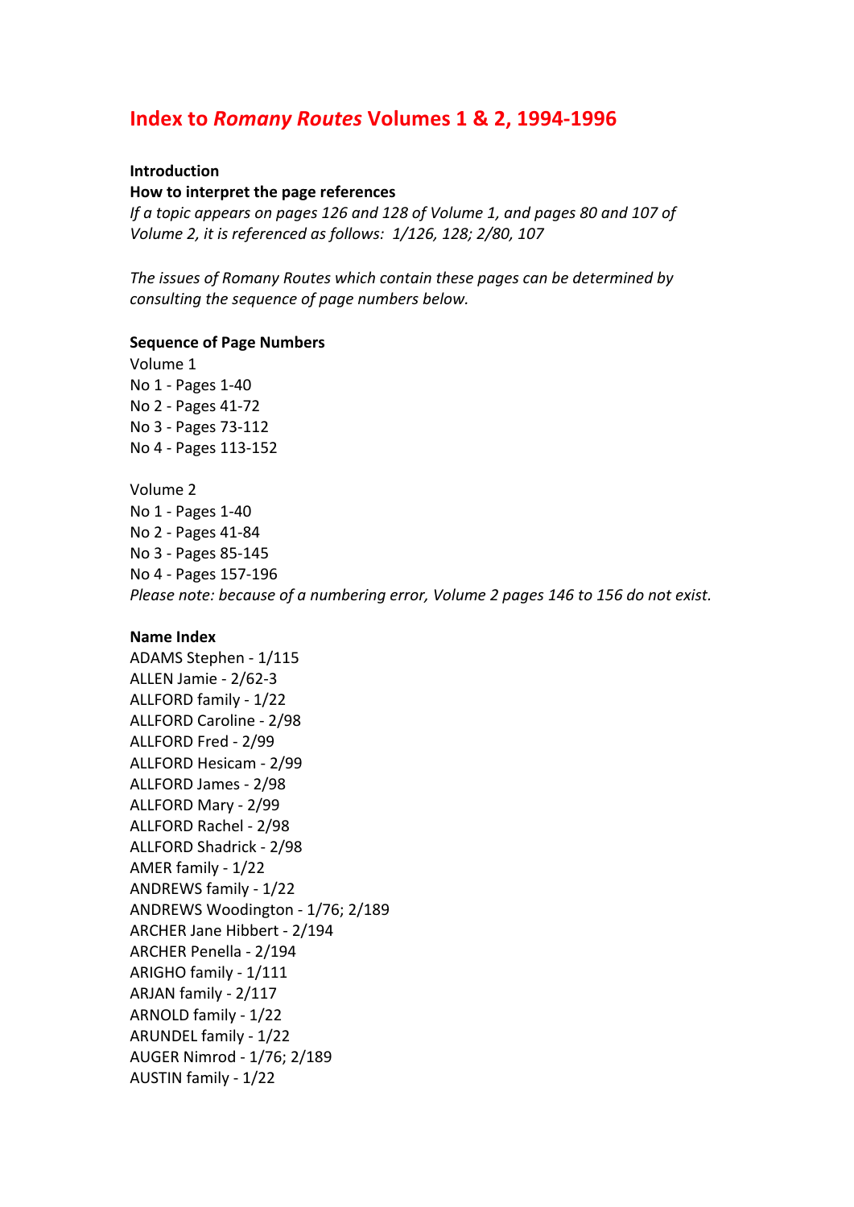# Index to *Romany Routes* Volumes 1 & 2, 1994-1996

**Introduction**

**How to interpret the page references**

*If a topic appears on pages 126 and 128 of Volume 1, and pages 80 and 107 of Volume 2, it is referenced as follows: 1/126, 128; 2/80, 107*

*The issues of Romany Routes which contain these pages can be determined by consulting the sequence of page numbers below.*

**Sequence of Page Numbers**

Volume 1
No 1 - Pages 1-40
No 2 - Pages 41-72
No 3 - Pages 73-112
No 4 - Pages 113-152

Volume 2
No 1 - Pages 1-40
No 2 - Pages 41-84
No 3 - Pages 85-145
No 4 - Pages 157-196
*Please note: because of a numbering error, Volume 2 pages 146 to 156 do not exist.*

**Name Index**

ADAMS Stephen - 1/115
ALLEN Jamie - 2/62-3
ALLFORD family - 1/22
ALLFORD Caroline - 2/98
ALLFORD Fred - 2/99
ALLFORD Hesicam - 2/99
ALLFORD James - 2/98
ALLFORD Mary - 2/99
ALLFORD Rachel - 2/98
ALLFORD Shadrick - 2/98
AMER family - 1/22
ANDREWS family - 1/22
ANDREWS Woodington - 1/76; 2/189
ARCHER Jane Hibbert - 2/194
ARCHER Penella - 2/194
ARIGHO family - 1/111
ARJAN family - 2/117
ARNOLD family - 1/22
ARUNDEL family - 1/22
AUGER Nimrod - 1/76; 2/189
AUSTIN family - 1/22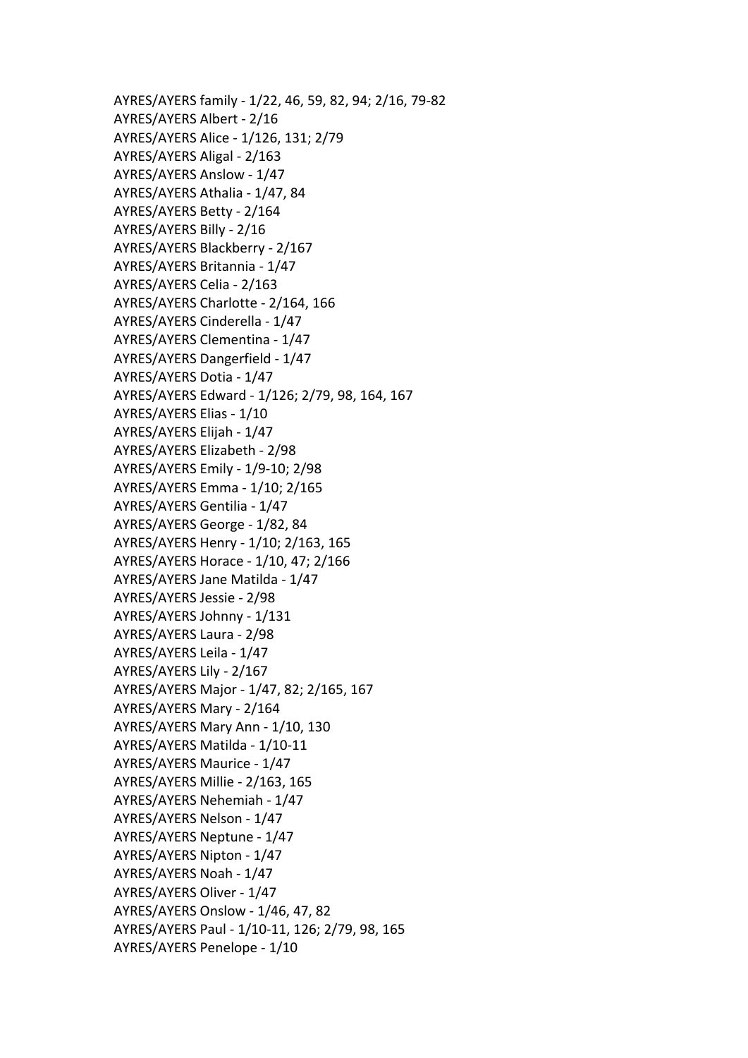AYRES/AYERS family - 1/22, 46, 59, 82, 94; 2/16, 79-82
AYRES/AYERS Albert - 2/16
AYRES/AYERS Alice - 1/126, 131; 2/79
AYRES/AYERS Aligal - 2/163
AYRES/AYERS Anslow - 1/47
AYRES/AYERS Athalia - 1/47, 84
AYRES/AYERS Betty - 2/164
AYRES/AYERS Billy - 2/16
AYRES/AYERS Blackberry - 2/167
AYRES/AYERS Britannia - 1/47
AYRES/AYERS Celia - 2/163
AYRES/AYERS Charlotte - 2/164, 166
AYRES/AYERS Cinderella - 1/47
AYRES/AYERS Clementina - 1/47
AYRES/AYERS Dangerfield - 1/47
AYRES/AYERS Dotia - 1/47
AYRES/AYERS Edward - 1/126; 2/79, 98, 164, 167
AYRES/AYERS Elias - 1/10
AYRES/AYERS Elijah - 1/47
AYRES/AYERS Elizabeth - 2/98
AYRES/AYERS Emily - 1/9-10; 2/98
AYRES/AYERS Emma - 1/10; 2/165
AYRES/AYERS Gentilia - 1/47
AYRES/AYERS George - 1/82, 84
AYRES/AYERS Henry - 1/10; 2/163, 165
AYRES/AYERS Horace - 1/10, 47; 2/166
AYRES/AYERS Jane Matilda - 1/47
AYRES/AYERS Jessie - 2/98
AYRES/AYERS Johnny - 1/131
AYRES/AYERS Laura - 2/98
AYRES/AYERS Leila - 1/47
AYRES/AYERS Lily - 2/167
AYRES/AYERS Major - 1/47, 82; 2/165, 167
AYRES/AYERS Mary - 2/164
AYRES/AYERS Mary Ann - 1/10, 130
AYRES/AYERS Matilda - 1/10-11
AYRES/AYERS Maurice - 1/47
AYRES/AYERS Millie - 2/163, 165
AYRES/AYERS Nehemiah - 1/47
AYRES/AYERS Nelson - 1/47
AYRES/AYERS Neptune - 1/47
AYRES/AYERS Nipton - 1/47
AYRES/AYERS Noah - 1/47
AYRES/AYERS Oliver - 1/47
AYRES/AYERS Onslow - 1/46, 47, 82
AYRES/AYERS Paul - 1/10-11, 126; 2/79, 98, 165
AYRES/AYERS Penelope - 1/10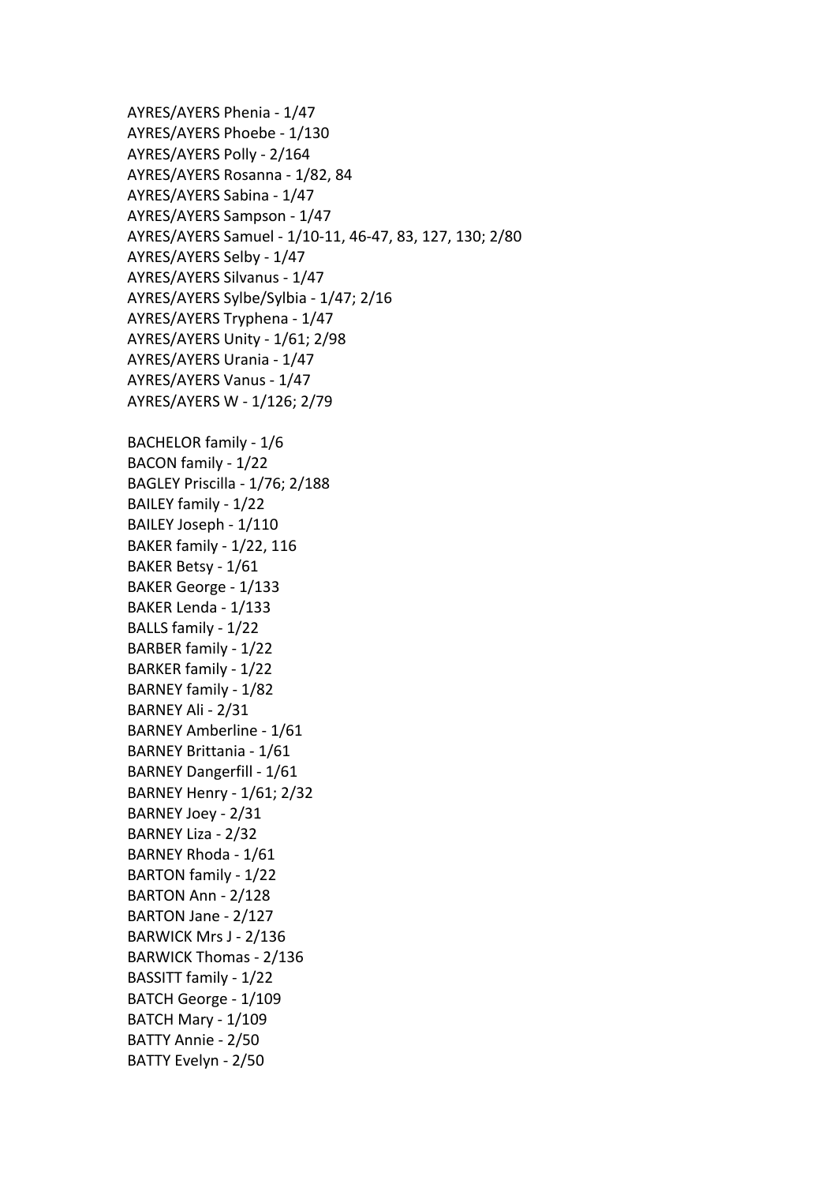AYRES/AYERS Phenia - 1/47
AYRES/AYERS Phoebe - 1/130
AYRES/AYERS Polly - 2/164
AYRES/AYERS Rosanna - 1/82, 84
AYRES/AYERS Sabina - 1/47
AYRES/AYERS Sampson - 1/47
AYRES/AYERS Samuel - 1/10-11, 46-47, 83, 127, 130; 2/80
AYRES/AYERS Selby - 1/47
AYRES/AYERS Silvanus - 1/47
AYRES/AYERS Sylbe/Sylbia - 1/47; 2/16
AYRES/AYERS Tryphena - 1/47
AYRES/AYERS Unity - 1/61; 2/98
AYRES/AYERS Urania - 1/47
AYRES/AYERS Vanus - 1/47
AYRES/AYERS W - 1/126; 2/79

BACHELOR family - 1/6
BACON family - 1/22
BAGLEY Priscilla - 1/76; 2/188
BAILEY family - 1/22
BAILEY Joseph - 1/110
BAKER family - 1/22, 116
BAKER Betsy - 1/61
BAKER George - 1/133
BAKER Lenda - 1/133
BALLS family - 1/22
BARBER family - 1/22
BARKER family - 1/22
BARNEY family - 1/82
BARNEY Ali - 2/31
BARNEY Amberline - 1/61
BARNEY Brittania - 1/61
BARNEY Dangerfill - 1/61
BARNEY Henry - 1/61; 2/32
BARNEY Joey - 2/31
BARNEY Liza - 2/32
BARNEY Rhoda - 1/61
BARTON family - 1/22
BARTON Ann - 2/128
BARTON Jane - 2/127
BARWICK Mrs J - 2/136
BARWICK Thomas - 2/136
BASSITT family - 1/22
BATCH George - 1/109
BATCH Mary - 1/109
BATTY Annie - 2/50
BATTY Evelyn - 2/50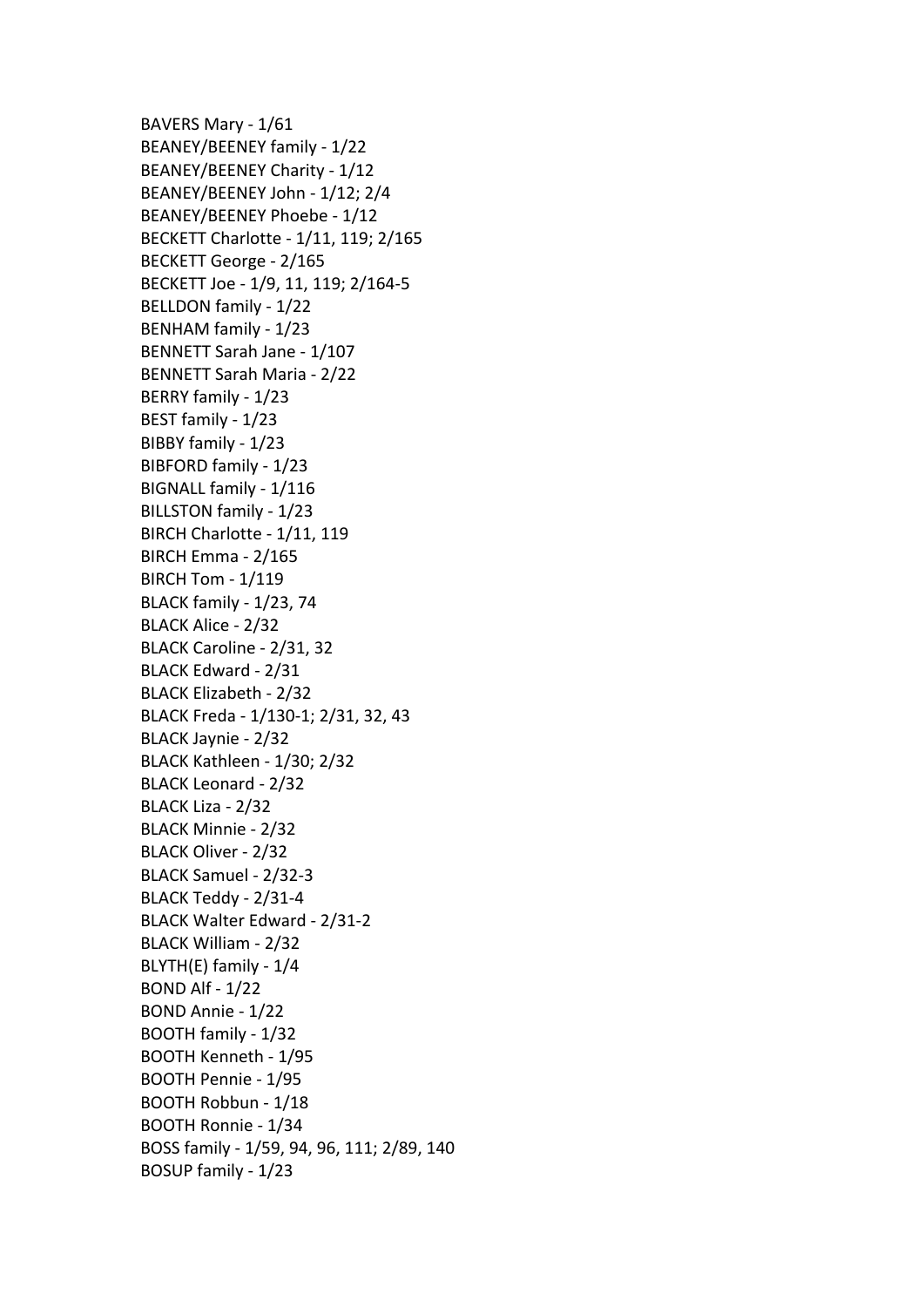BAVERS Mary - 1/61
BEANEY/BEENEY family - 1/22
BEANEY/BEENEY Charity - 1/12
BEANEY/BEENEY John - 1/12; 2/4
BEANEY/BEENEY Phoebe - 1/12
BECKETT Charlotte - 1/11, 119; 2/165
BECKETT George - 2/165
BECKETT Joe - 1/9, 11, 119; 2/164-5
BELLDON family - 1/22
BENHAM family - 1/23
BENNETT Sarah Jane - 1/107
BENNETT Sarah Maria - 2/22
BERRY family - 1/23
BEST family - 1/23
BIBBY family - 1/23
BIBFORD family - 1/23
BIGNALL family - 1/116
BILLSTON family - 1/23
BIRCH Charlotte - 1/11, 119
BIRCH Emma - 2/165
BIRCH Tom - 1/119
BLACK family - 1/23, 74
BLACK Alice - 2/32
BLACK Caroline - 2/31, 32
BLACK Edward - 2/31
BLACK Elizabeth - 2/32
BLACK Freda - 1/130-1; 2/31, 32, 43
BLACK Jaynie - 2/32
BLACK Kathleen - 1/30; 2/32
BLACK Leonard - 2/32
BLACK Liza - 2/32
BLACK Minnie - 2/32
BLACK Oliver - 2/32
BLACK Samuel - 2/32-3
BLACK Teddy - 2/31-4
BLACK Walter Edward - 2/31-2
BLACK William - 2/32
BLYTH(E) family - 1/4
BOND Alf - 1/22
BOND Annie - 1/22
BOOTH family - 1/32
BOOTH Kenneth - 1/95
BOOTH Pennie - 1/95
BOOTH Robbun - 1/18
BOOTH Ronnie - 1/34
BOSS family - 1/59, 94, 96, 111; 2/89, 140
BOSUP family - 1/23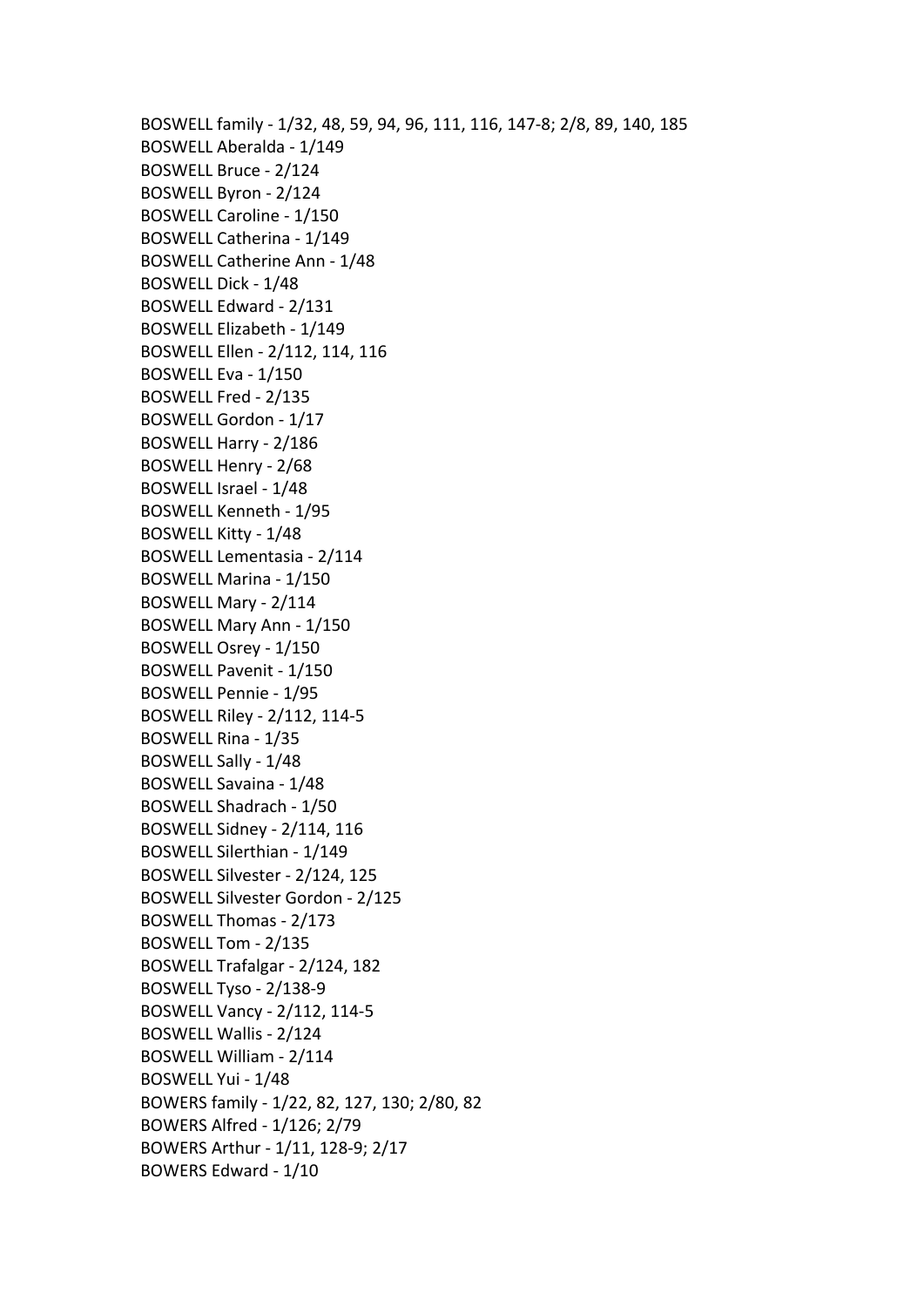BOSWELL family - 1/32, 48, 59, 94, 96, 111, 116, 147-8; 2/8, 89, 140, 185
BOSWELL Aberalda - 1/149
BOSWELL Bruce - 2/124
BOSWELL Byron - 2/124
BOSWELL Caroline - 1/150
BOSWELL Catherina - 1/149
BOSWELL Catherine Ann - 1/48
BOSWELL Dick - 1/48
BOSWELL Edward - 2/131
BOSWELL Elizabeth - 1/149
BOSWELL Ellen - 2/112, 114, 116
BOSWELL Eva - 1/150
BOSWELL Fred - 2/135
BOSWELL Gordon - 1/17
BOSWELL Harry - 2/186
BOSWELL Henry - 2/68
BOSWELL Israel - 1/48
BOSWELL Kenneth - 1/95
BOSWELL Kitty - 1/48
BOSWELL Lementasia - 2/114
BOSWELL Marina - 1/150
BOSWELL Mary - 2/114
BOSWELL Mary Ann - 1/150
BOSWELL Osrey - 1/150
BOSWELL Pavenit - 1/150
BOSWELL Pennie - 1/95
BOSWELL Riley - 2/112, 114-5
BOSWELL Rina - 1/35
BOSWELL Sally - 1/48
BOSWELL Savaina - 1/48
BOSWELL Shadrach - 1/50
BOSWELL Sidney - 2/114, 116
BOSWELL Silerthian - 1/149
BOSWELL Silvester - 2/124, 125
BOSWELL Silvester Gordon - 2/125
BOSWELL Thomas - 2/173
BOSWELL Tom - 2/135
BOSWELL Trafalgar - 2/124, 182
BOSWELL Tyso - 2/138-9
BOSWELL Vancy - 2/112, 114-5
BOSWELL Wallis - 2/124
BOSWELL William - 2/114
BOSWELL Yui - 1/48
BOWERS family - 1/22, 82, 127, 130; 2/80, 82
BOWERS Alfred - 1/126; 2/79
BOWERS Arthur - 1/11, 128-9; 2/17
BOWERS Edward - 1/10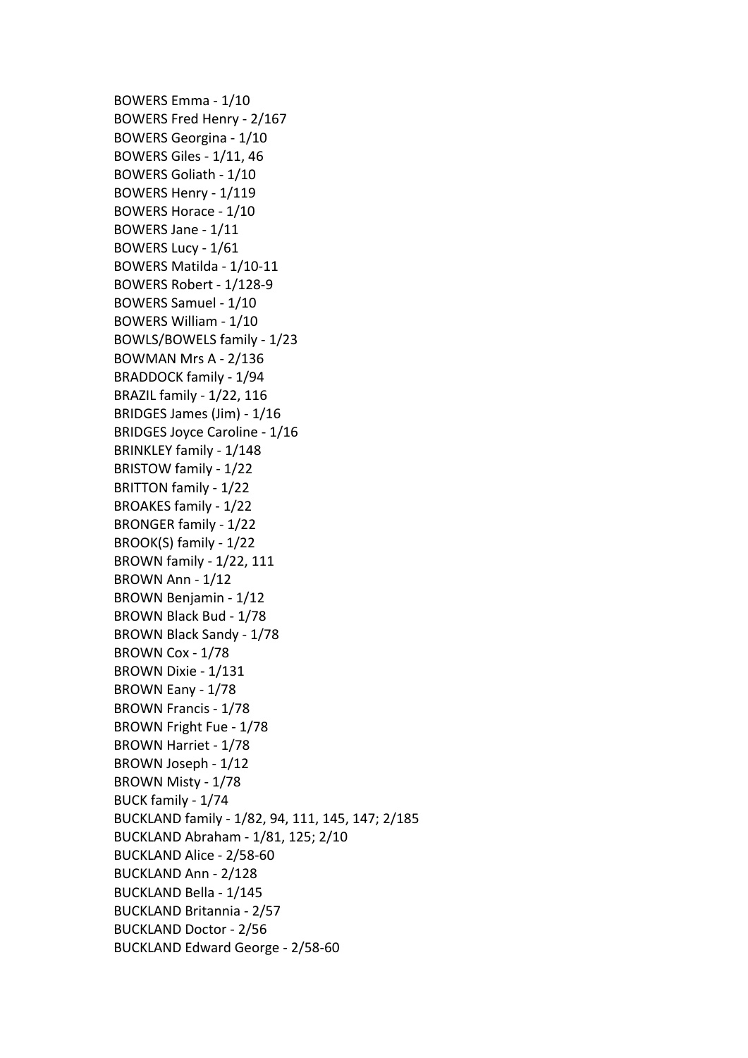BOWERS Emma - 1/10
BOWERS Fred Henry - 2/167
BOWERS Georgina - 1/10
BOWERS Giles - 1/11, 46
BOWERS Goliath - 1/10
BOWERS Henry - 1/119
BOWERS Horace - 1/10
BOWERS Jane - 1/11
BOWERS Lucy - 1/61
BOWERS Matilda - 1/10-11
BOWERS Robert - 1/128-9
BOWERS Samuel - 1/10
BOWERS William - 1/10
BOWLS/BOWELS family - 1/23
BOWMAN Mrs A - 2/136
BRADDOCK family - 1/94
BRAZIL family - 1/22, 116
BRIDGES James (Jim) - 1/16
BRIDGES Joyce Caroline - 1/16
BRINKLEY family - 1/148
BRISTOW family - 1/22
BRITTON family - 1/22
BROAKES family - 1/22
BRONGER family - 1/22
BROOK(S) family - 1/22
BROWN family - 1/22, 111
BROWN Ann - 1/12
BROWN Benjamin - 1/12
BROWN Black Bud - 1/78
BROWN Black Sandy - 1/78
BROWN Cox - 1/78
BROWN Dixie - 1/131
BROWN Eany - 1/78
BROWN Francis - 1/78
BROWN Fright Fue - 1/78
BROWN Harriet - 1/78
BROWN Joseph - 1/12
BROWN Misty - 1/78
BUCK family - 1/74
BUCKLAND family - 1/82, 94, 111, 145, 147; 2/185
BUCKLAND Abraham - 1/81, 125; 2/10
BUCKLAND Alice - 2/58-60
BUCKLAND Ann - 2/128
BUCKLAND Bella - 1/145
BUCKLAND Britannia - 2/57
BUCKLAND Doctor - 2/56
BUCKLAND Edward George - 2/58-60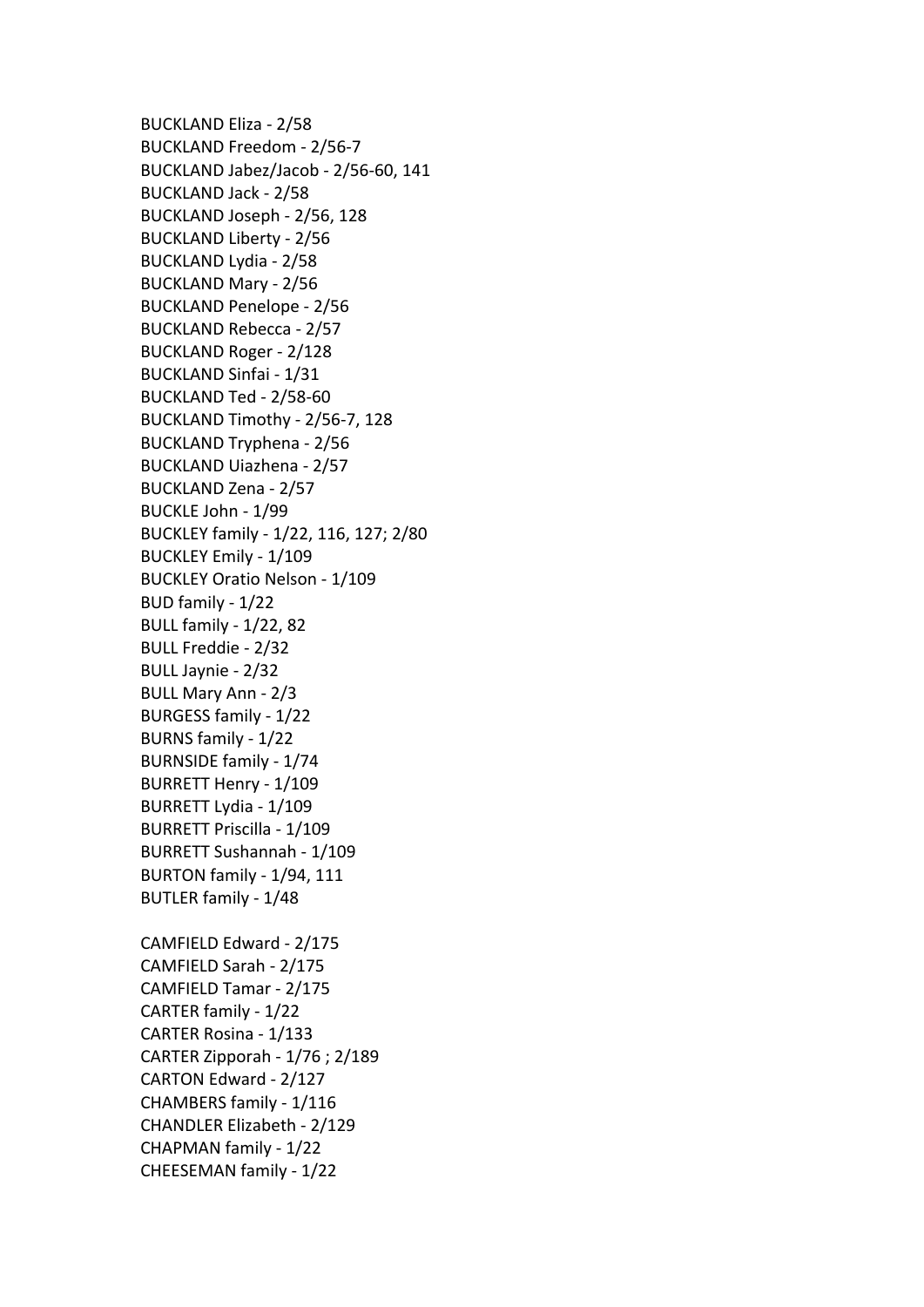BUCKLAND Eliza - 2/58
BUCKLAND Freedom - 2/56-7
BUCKLAND Jabez/Jacob - 2/56-60, 141
BUCKLAND Jack - 2/58
BUCKLAND Joseph - 2/56, 128
BUCKLAND Liberty - 2/56
BUCKLAND Lydia - 2/58
BUCKLAND Mary - 2/56
BUCKLAND Penelope - 2/56
BUCKLAND Rebecca - 2/57
BUCKLAND Roger - 2/128
BUCKLAND Sinfai - 1/31
BUCKLAND Ted - 2/58-60
BUCKLAND Timothy - 2/56-7, 128
BUCKLAND Tryphena - 2/56
BUCKLAND Uiazhena - 2/57
BUCKLAND Zena - 2/57
BUCKLE John - 1/99
BUCKLEY family - 1/22, 116, 127; 2/80
BUCKLEY Emily - 1/109
BUCKLEY Oratio Nelson - 1/109
BUD family - 1/22
BULL family - 1/22, 82
BULL Freddie - 2/32
BULL Jaynie - 2/32
BULL Mary Ann - 2/3
BURGESS family - 1/22
BURNS family - 1/22
BURNSIDE family - 1/74
BURRETT Henry - 1/109
BURRETT Lydia - 1/109
BURRETT Priscilla - 1/109
BURRETT Sushannah - 1/109
BURTON family - 1/94, 111
BUTLER family - 1/48

CAMFIELD Edward - 2/175
CAMFIELD Sarah - 2/175
CAMFIELD Tamar - 2/175
CARTER family - 1/22
CARTER Rosina - 1/133
CARTER Zipporah - 1/76 ; 2/189
CARTON Edward - 2/127
CHAMBERS family - 1/116
CHANDLER Elizabeth - 2/129
CHAPMAN family - 1/22
CHEESEMAN family - 1/22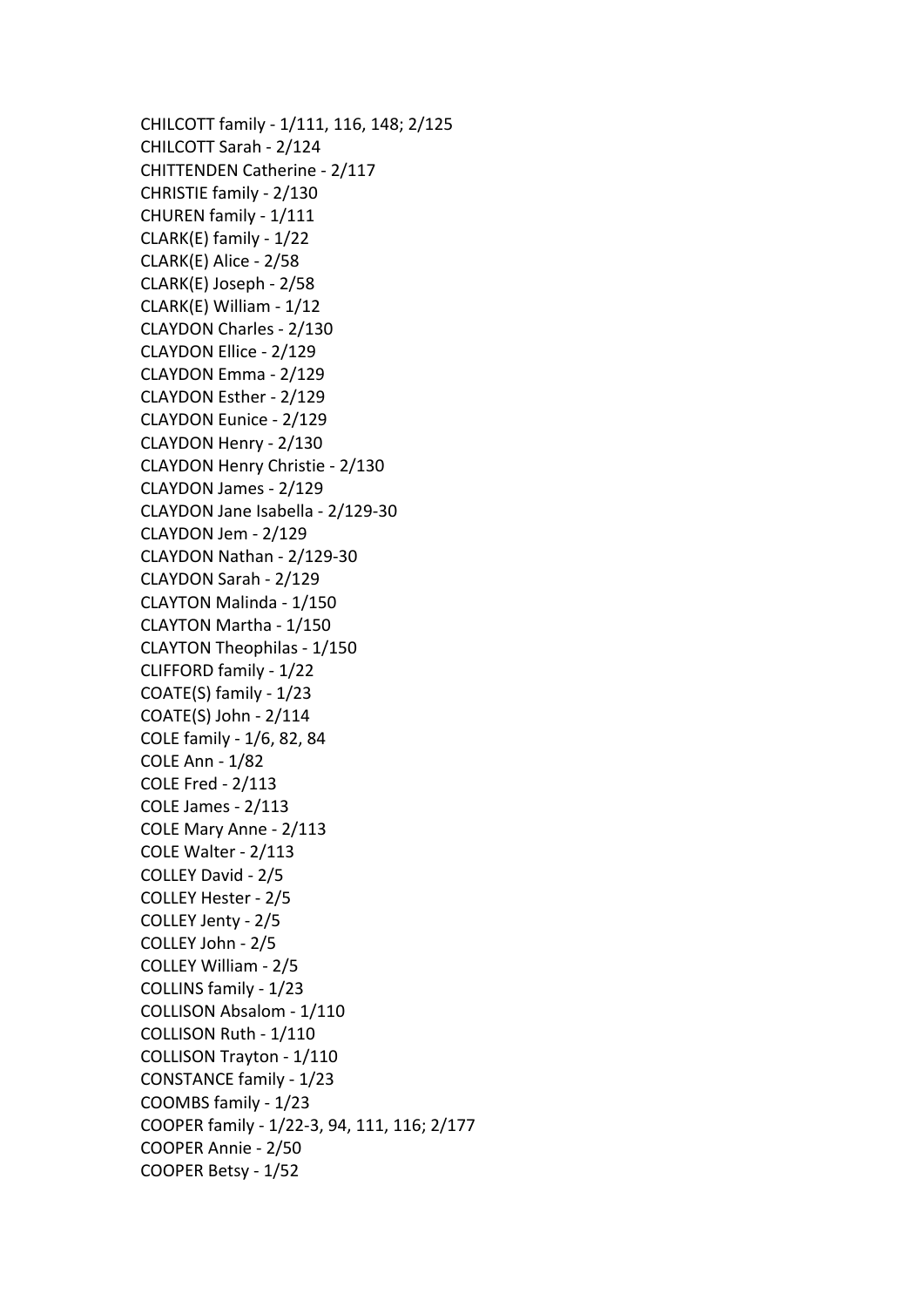CHILCOTT family - 1/111, 116, 148; 2/125
CHILCOTT Sarah - 2/124
CHITTENDEN Catherine - 2/117
CHRISTIE family - 2/130
CHUREN family - 1/111
CLARK(E) family - 1/22
CLARK(E) Alice - 2/58
CLARK(E) Joseph - 2/58
CLARK(E) William - 1/12
CLAYDON Charles - 2/130
CLAYDON Ellice - 2/129
CLAYDON Emma - 2/129
CLAYDON Esther - 2/129
CLAYDON Eunice - 2/129
CLAYDON Henry - 2/130
CLAYDON Henry Christie - 2/130
CLAYDON James - 2/129
CLAYDON Jane Isabella - 2/129-30
CLAYDON Jem - 2/129
CLAYDON Nathan - 2/129-30
CLAYDON Sarah - 2/129
CLAYTON Malinda - 1/150
CLAYTON Martha - 1/150
CLAYTON Theophilas - 1/150
CLIFFORD family - 1/22
COATE(S) family - 1/23
COATE(S) John - 2/114
COLE family - 1/6, 82, 84
COLE Ann - 1/82
COLE Fred - 2/113
COLE James - 2/113
COLE Mary Anne - 2/113
COLE Walter - 2/113
COLLEY David - 2/5
COLLEY Hester - 2/5
COLLEY Jenty - 2/5
COLLEY John - 2/5
COLLEY William - 2/5
COLLINS family - 1/23
COLLISON Absalom - 1/110
COLLISON Ruth - 1/110
COLLISON Trayton - 1/110
CONSTANCE family - 1/23
COOMBS family - 1/23
COOPER family - 1/22-3, 94, 111, 116; 2/177
COOPER Annie - 2/50
COOPER Betsy - 1/52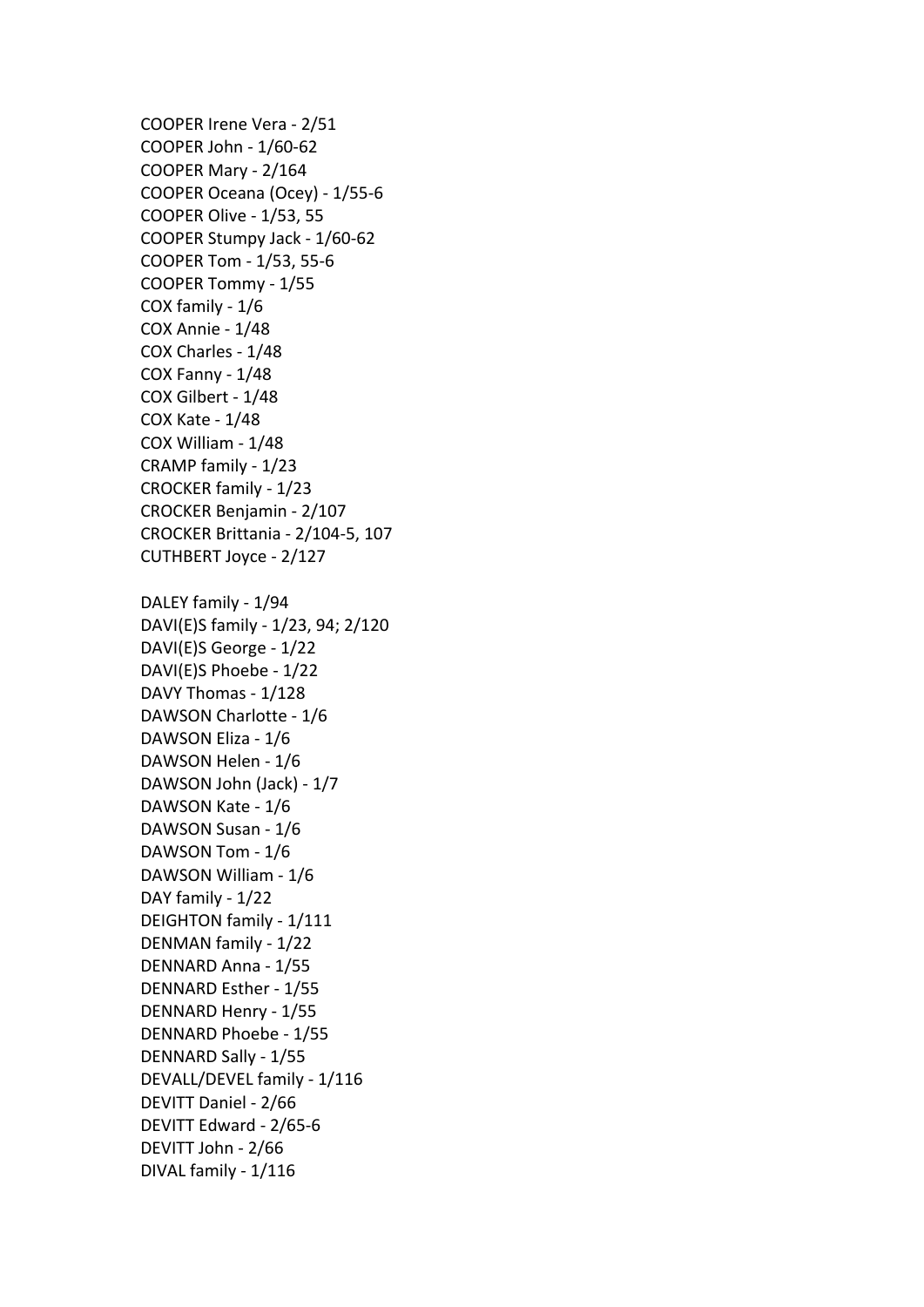COOPER Irene Vera - 2/51
COOPER John - 1/60-62
COOPER Mary - 2/164
COOPER Oceana (Ocey) - 1/55-6
COOPER Olive - 1/53, 55
COOPER Stumpy Jack - 1/60-62
COOPER Tom - 1/53, 55-6
COOPER Tommy - 1/55
COX family - 1/6
COX Annie - 1/48
COX Charles - 1/48
COX Fanny - 1/48
COX Gilbert - 1/48
COX Kate - 1/48
COX William - 1/48
CRAMP family - 1/23
CROCKER family - 1/23
CROCKER Benjamin - 2/107
CROCKER Brittania - 2/104-5, 107
CUTHBERT Joyce - 2/127

DALEY family - 1/94
DAVI(E)S family - 1/23, 94; 2/120
DAVI(E)S George - 1/22
DAVI(E)S Phoebe - 1/22
DAVY Thomas - 1/128
DAWSON Charlotte - 1/6
DAWSON Eliza - 1/6
DAWSON Helen - 1/6
DAWSON John (Jack) - 1/7
DAWSON Kate - 1/6
DAWSON Susan - 1/6
DAWSON Tom - 1/6
DAWSON William - 1/6
DAY family - 1/22
DEIGHTON family - 1/111
DENMAN family - 1/22
DENNARD Anna - 1/55
DENNARD Esther - 1/55
DENNARD Henry - 1/55
DENNARD Phoebe - 1/55
DENNARD Sally - 1/55
DEVALL/DEVEL family - 1/116
DEVITT Daniel - 2/66
DEVITT Edward - 2/65-6
DEVITT John - 2/66
DIVAL family - 1/116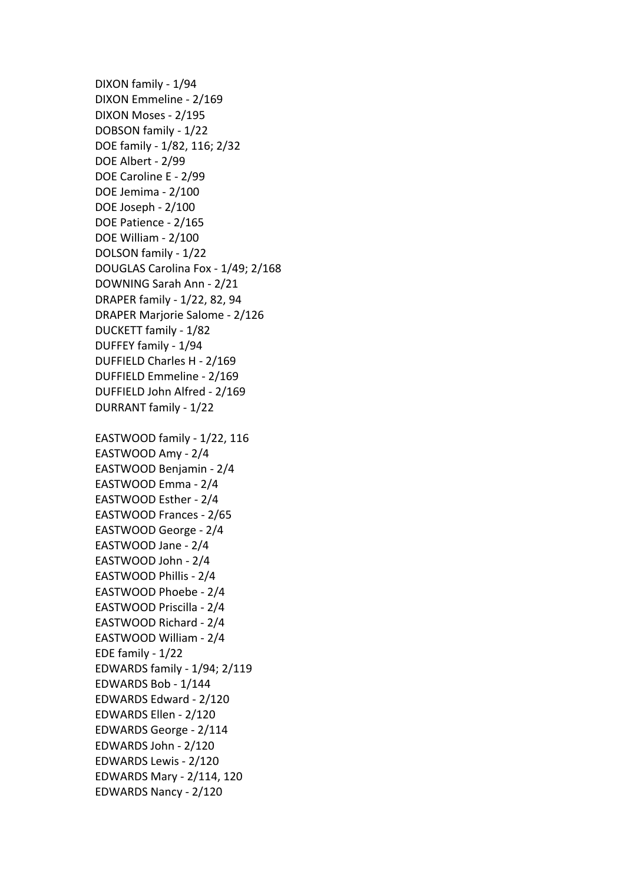DIXON family - 1/94
DIXON Emmeline - 2/169
DIXON Moses - 2/195
DOBSON family - 1/22
DOE family - 1/82, 116; 2/32
DOE Albert - 2/99
DOE Caroline E - 2/99
DOE Jemima - 2/100
DOE Joseph - 2/100
DOE Patience - 2/165
DOE William - 2/100
DOLSON family - 1/22
DOUGLAS Carolina Fox - 1/49; 2/168
DOWNING Sarah Ann - 2/21
DRAPER family - 1/22, 82, 94
DRAPER Marjorie Salome - 2/126
DUCKETT family - 1/82
DUFFEY family - 1/94
DUFFIELD Charles H - 2/169
DUFFIELD Emmeline - 2/169
DUFFIELD John Alfred - 2/169
DURRANT family - 1/22

EASTWOOD family - 1/22, 116
EASTWOOD Amy - 2/4
EASTWOOD Benjamin - 2/4
EASTWOOD Emma - 2/4
EASTWOOD Esther - 2/4
EASTWOOD Frances - 2/65
EASTWOOD George - 2/4
EASTWOOD Jane - 2/4
EASTWOOD John - 2/4
EASTWOOD Phillis - 2/4
EASTWOOD Phoebe - 2/4
EASTWOOD Priscilla - 2/4
EASTWOOD Richard - 2/4
EASTWOOD William - 2/4
EDE family - 1/22
EDWARDS family - 1/94; 2/119
EDWARDS Bob - 1/144
EDWARDS Edward - 2/120
EDWARDS Ellen - 2/120
EDWARDS George - 2/114
EDWARDS John - 2/120
EDWARDS Lewis - 2/120
EDWARDS Mary - 2/114, 120
EDWARDS Nancy - 2/120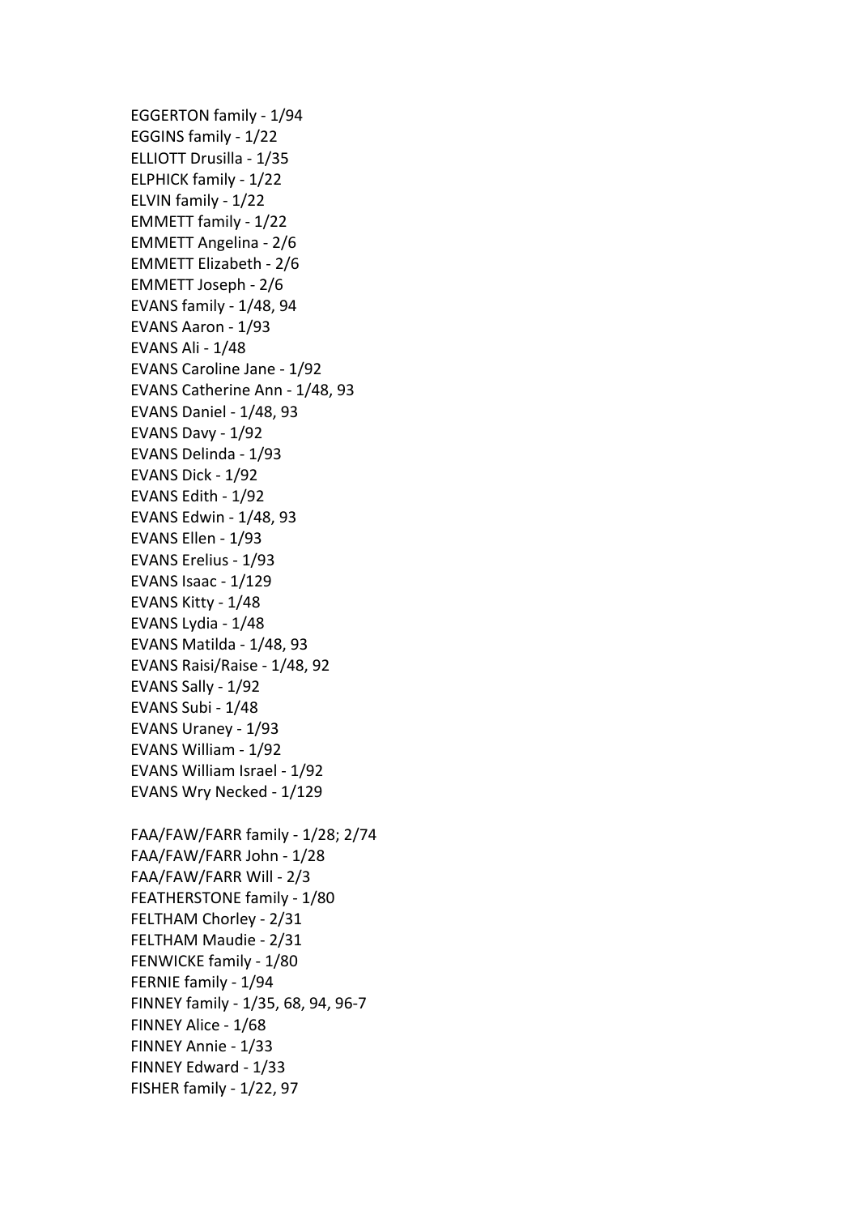EGGERTON family - 1/94
EGGINS family - 1/22
ELLIOTT Drusilla - 1/35
ELPHICK family - 1/22
ELVIN family - 1/22
EMMETT family - 1/22
EMMETT Angelina - 2/6
EMMETT Elizabeth - 2/6
EMMETT Joseph - 2/6
EVANS family - 1/48, 94
EVANS Aaron - 1/93
EVANS Ali - 1/48
EVANS Caroline Jane - 1/92
EVANS Catherine Ann - 1/48, 93
EVANS Daniel - 1/48, 93
EVANS Davy - 1/92
EVANS Delinda - 1/93
EVANS Dick - 1/92
EVANS Edith - 1/92
EVANS Edwin - 1/48, 93
EVANS Ellen - 1/93
EVANS Erelius - 1/93
EVANS Isaac - 1/129
EVANS Kitty - 1/48
EVANS Lydia - 1/48
EVANS Matilda - 1/48, 93
EVANS Raisi/Raise - 1/48, 92
EVANS Sally - 1/92
EVANS Subi - 1/48
EVANS Uraney - 1/93
EVANS William - 1/92
EVANS William Israel - 1/92
EVANS Wry Necked - 1/129

FAA/FAW/FARR family - 1/28; 2/74
FAA/FAW/FARR John - 1/28
FAA/FAW/FARR Will - 2/3
FEATHERSTONE family - 1/80
FELTHAM Chorley - 2/31
FELTHAM Maudie - 2/31
FENWICKE family - 1/80
FERNIE family - 1/94
FINNEY family - 1/35, 68, 94, 96-7
FINNEY Alice - 1/68
FINNEY Annie - 1/33
FINNEY Edward - 1/33
FISHER family - 1/22, 97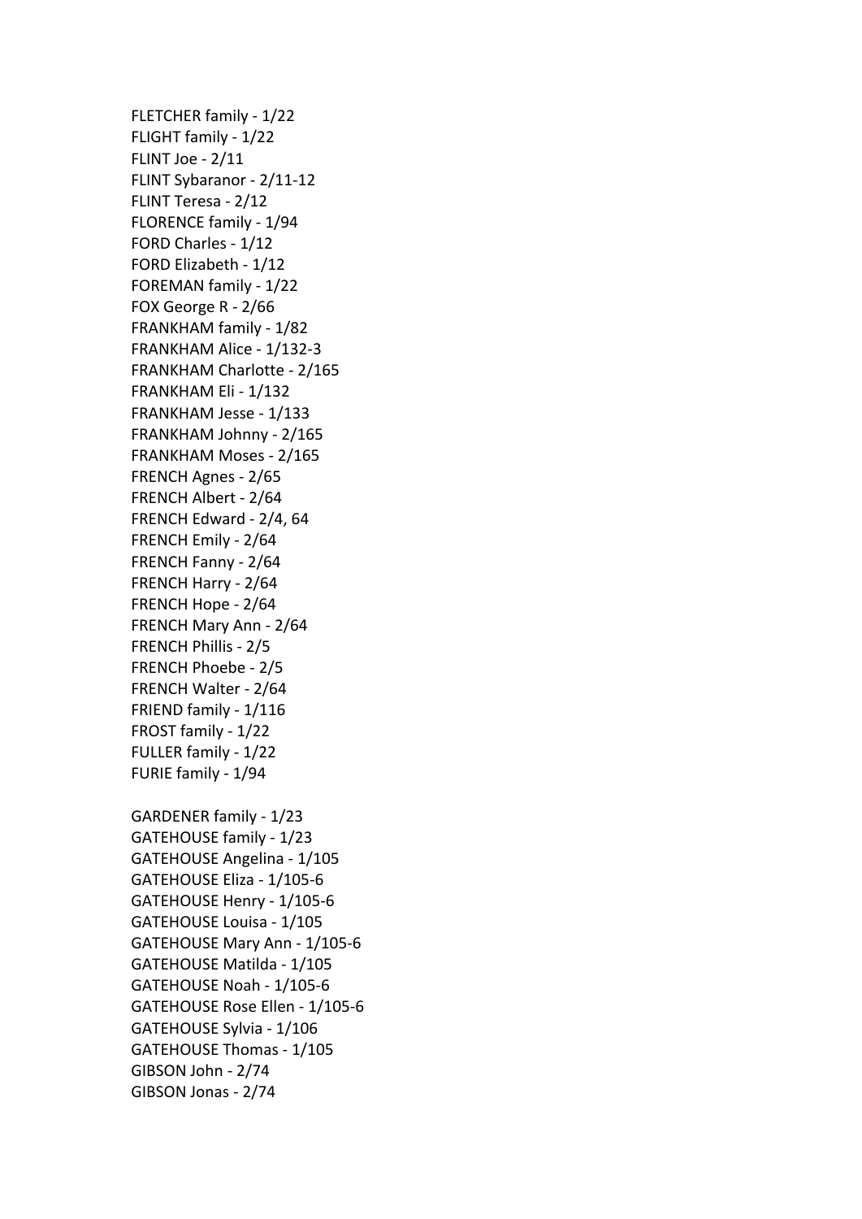FLETCHER family - 1/22
FLIGHT family - 1/22
FLINT Joe - 2/11
FLINT Sybaranor - 2/11-12
FLINT Teresa - 2/12
FLORENCE family - 1/94
FORD Charles - 1/12
FORD Elizabeth - 1/12
FOREMAN family - 1/22
FOX George R - 2/66
FRANKHAM family - 1/82
FRANKHAM Alice - 1/132-3
FRANKHAM Charlotte - 2/165
FRANKHAM Eli - 1/132
FRANKHAM Jesse - 1/133
FRANKHAM Johnny - 2/165
FRANKHAM Moses - 2/165
FRENCH Agnes - 2/65
FRENCH Albert - 2/64
FRENCH Edward - 2/4, 64
FRENCH Emily - 2/64
FRENCH Fanny - 2/64
FRENCH Harry - 2/64
FRENCH Hope - 2/64
FRENCH Mary Ann - 2/64
FRENCH Phillis - 2/5
FRENCH Phoebe - 2/5
FRENCH Walter - 2/64
FRIEND family - 1/116
FROST family - 1/22
FULLER family - 1/22
FURIE family - 1/94

GARDENER family - 1/23
GATEHOUSE family - 1/23
GATEHOUSE Angelina - 1/105
GATEHOUSE Eliza - 1/105-6
GATEHOUSE Henry - 1/105-6
GATEHOUSE Louisa - 1/105
GATEHOUSE Mary Ann - 1/105-6
GATEHOUSE Matilda - 1/105
GATEHOUSE Noah - 1/105-6
GATEHOUSE Rose Ellen - 1/105-6
GATEHOUSE Sylvia - 1/106
GATEHOUSE Thomas - 1/105
GIBSON John - 2/74
GIBSON Jonas - 2/74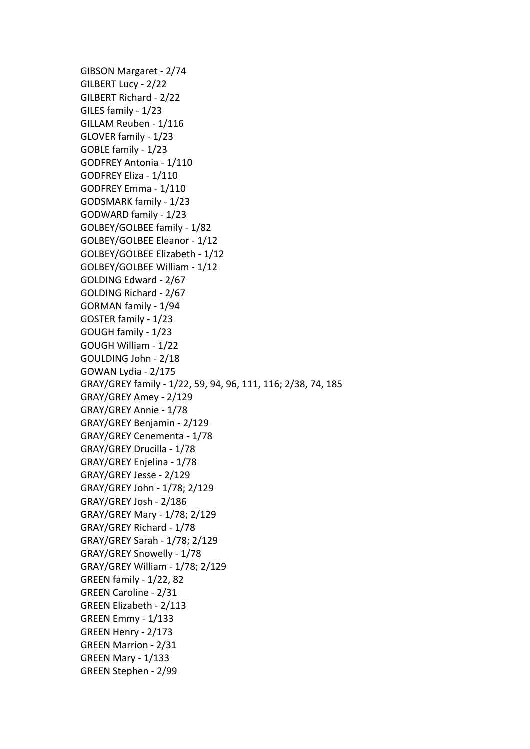GIBSON Margaret - 2/74
GILBERT Lucy - 2/22
GILBERT Richard - 2/22
GILES family - 1/23
GILLAM Reuben - 1/116
GLOVER family - 1/23
GOBLE family - 1/23
GODFREY Antonia - 1/110
GODFREY Eliza - 1/110
GODFREY Emma - 1/110
GODSMARK family - 1/23
GODWARD family - 1/23
GOLBEY/GOLBEE family - 1/82
GOLBEY/GOLBEE Eleanor - 1/12
GOLBEY/GOLBEE Elizabeth - 1/12
GOLBEY/GOLBEE William - 1/12
GOLDING Edward - 2/67
GOLDING Richard - 2/67
GORMAN family - 1/94
GOSTER family - 1/23
GOUGH family - 1/23
GOUGH William - 1/22
GOULDING John - 2/18
GOWAN Lydia - 2/175
GRAY/GREY family - 1/22, 59, 94, 96, 111, 116; 2/38, 74, 185
GRAY/GREY Amey - 2/129
GRAY/GREY Annie - 1/78
GRAY/GREY Benjamin - 2/129
GRAY/GREY Cenementa - 1/78
GRAY/GREY Drucilla - 1/78
GRAY/GREY Enjelina - 1/78
GRAY/GREY Jesse - 2/129
GRAY/GREY John - 1/78; 2/129
GRAY/GREY Josh - 2/186
GRAY/GREY Mary - 1/78; 2/129
GRAY/GREY Richard - 1/78
GRAY/GREY Sarah - 1/78; 2/129
GRAY/GREY Snowelly - 1/78
GRAY/GREY William - 1/78; 2/129
GREEN family - 1/22, 82
GREEN Caroline - 2/31
GREEN Elizabeth - 2/113
GREEN Emmy - 1/133
GREEN Henry - 2/173
GREEN Marrion - 2/31
GREEN Mary - 1/133
GREEN Stephen - 2/99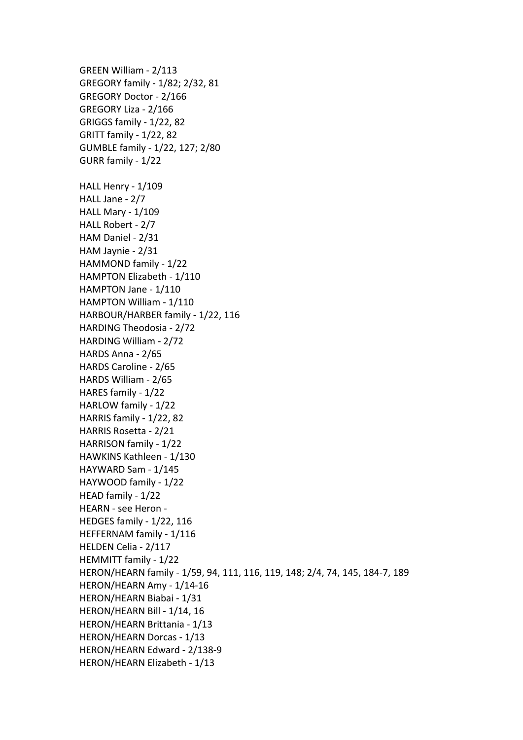GREEN William - 2/113
GREGORY family - 1/82; 2/32, 81
GREGORY Doctor - 2/166
GREGORY Liza - 2/166
GRIGGS family - 1/22, 82
GRITT family - 1/22, 82
GUMBLE family - 1/22, 127; 2/80
GURR family - 1/22

HALL Henry - 1/109
HALL Jane - 2/7
HALL Mary - 1/109
HALL Robert - 2/7
HAM Daniel - 2/31
HAM Jaynie - 2/31
HAMMOND family - 1/22
HAMPTON Elizabeth - 1/110
HAMPTON Jane - 1/110
HAMPTON William - 1/110
HARBOUR/HARBER family - 1/22, 116
HARDING Theodosia - 2/72
HARDING William - 2/72
HARDS Anna - 2/65
HARDS Caroline - 2/65
HARDS William - 2/65
HARES family - 1/22
HARLOW family - 1/22
HARRIS family - 1/22, 82
HARRIS Rosetta - 2/21
HARRISON family - 1/22
HAWKINS Kathleen - 1/130
HAYWARD Sam - 1/145
HAYWOOD family - 1/22
HEAD family - 1/22
HEARN - see Heron -
HEDGES family - 1/22, 116
HEFFERNAM family - 1/116
HELDEN Celia - 2/117
HEMMITT family - 1/22
HERON/HEARN family - 1/59, 94, 111, 116, 119, 148; 2/4, 74, 145, 184-7, 189
HERON/HEARN Amy - 1/14-16
HERON/HEARN Biabai - 1/31
HERON/HEARN Bill - 1/14, 16
HERON/HEARN Brittania - 1/13
HERON/HEARN Dorcas - 1/13
HERON/HEARN Edward - 2/138-9
HERON/HEARN Elizabeth - 1/13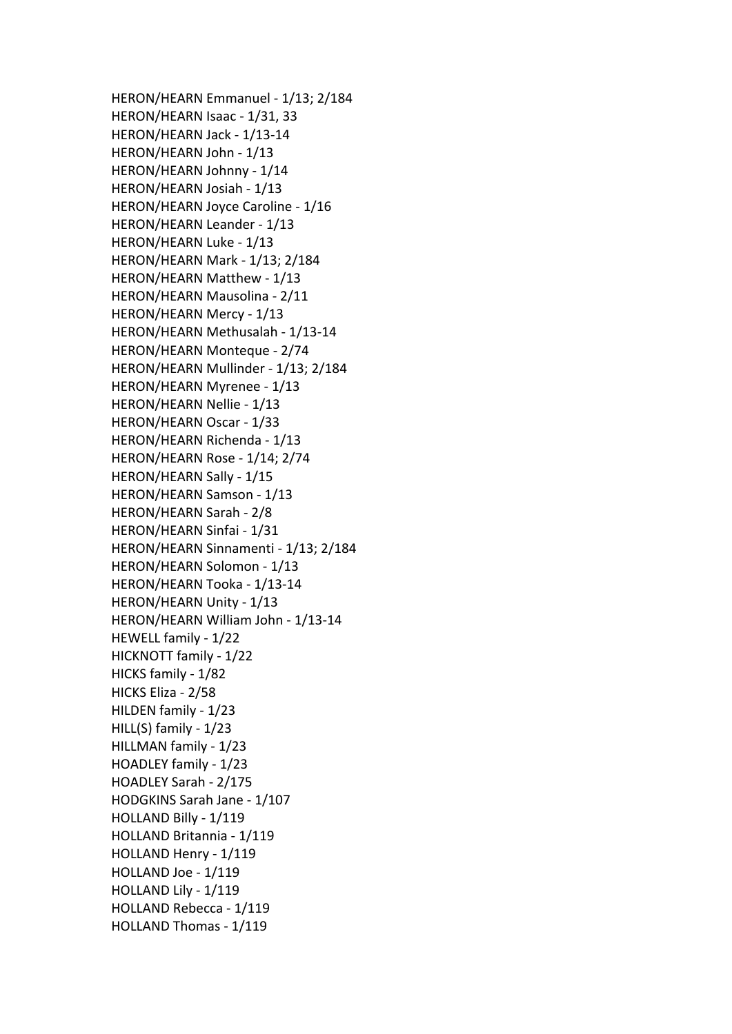HERON/HEARN Emmanuel - 1/13; 2/184
HERON/HEARN Isaac - 1/31, 33
HERON/HEARN Jack - 1/13-14
HERON/HEARN John - 1/13
HERON/HEARN Johnny - 1/14
HERON/HEARN Josiah - 1/13
HERON/HEARN Joyce Caroline - 1/16
HERON/HEARN Leander - 1/13
HERON/HEARN Luke - 1/13
HERON/HEARN Mark - 1/13; 2/184
HERON/HEARN Matthew - 1/13
HERON/HEARN Mausolina - 2/11
HERON/HEARN Mercy - 1/13
HERON/HEARN Methusalah - 1/13-14
HERON/HEARN Monteque - 2/74
HERON/HEARN Mullinder - 1/13; 2/184
HERON/HEARN Myrenee - 1/13
HERON/HEARN Nellie - 1/13
HERON/HEARN Oscar - 1/33
HERON/HEARN Richenda - 1/13
HERON/HEARN Rose - 1/14; 2/74
HERON/HEARN Sally - 1/15
HERON/HEARN Samson - 1/13
HERON/HEARN Sarah - 2/8
HERON/HEARN Sinfai - 1/31
HERON/HEARN Sinnamenti - 1/13; 2/184
HERON/HEARN Solomon - 1/13
HERON/HEARN Tooka - 1/13-14
HERON/HEARN Unity - 1/13
HERON/HEARN William John - 1/13-14
HEWELL family - 1/22
HICKNOTT family - 1/22
HICKS family - 1/82
HICKS Eliza - 2/58
HILDEN family - 1/23
HILL(S) family - 1/23
HILLMAN family - 1/23
HOADLEY family - 1/23
HOADLEY Sarah - 2/175
HODGKINS Sarah Jane - 1/107
HOLLAND Billy - 1/119
HOLLAND Britannia - 1/119
HOLLAND Henry - 1/119
HOLLAND Joe - 1/119
HOLLAND Lily - 1/119
HOLLAND Rebecca - 1/119
HOLLAND Thomas - 1/119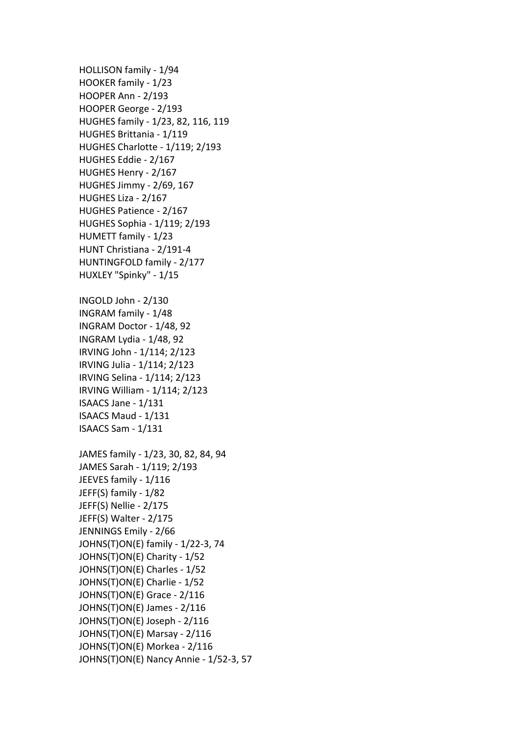HOLLISON family - 1/94
HOOKER family - 1/23
HOOPER Ann - 2/193
HOOPER George - 2/193
HUGHES family - 1/23, 82, 116, 119
HUGHES Brittania - 1/119
HUGHES Charlotte - 1/119; 2/193
HUGHES Eddie - 2/167
HUGHES Henry - 2/167
HUGHES Jimmy - 2/69, 167
HUGHES Liza - 2/167
HUGHES Patience - 2/167
HUGHES Sophia - 1/119; 2/193
HUMETT family - 1/23
HUNT Christiana - 2/191-4
HUNTINGFOLD family - 2/177
HUXLEY "Spinky" - 1/15

INGOLD John - 2/130
INGRAM family - 1/48
INGRAM Doctor - 1/48, 92
INGRAM Lydia - 1/48, 92
IRVING John - 1/114; 2/123
IRVING Julia - 1/114; 2/123
IRVING Selina - 1/114; 2/123
IRVING William - 1/114; 2/123
ISAACS Jane - 1/131
ISAACS Maud - 1/131
ISAACS Sam - 1/131

JAMES family - 1/23, 30, 82, 84, 94
JAMES Sarah - 1/119; 2/193
JEEVES family - 1/116
JEFF(S) family - 1/82
JEFF(S) Nellie - 2/175
JEFF(S) Walter - 2/175
JENNINGS Emily - 2/66
JOHNS(T)ON(E) family - 1/22-3, 74
JOHNS(T)ON(E) Charity - 1/52
JOHNS(T)ON(E) Charles - 1/52
JOHNS(T)ON(E) Charlie - 1/52
JOHNS(T)ON(E) Grace - 2/116
JOHNS(T)ON(E) James - 2/116
JOHNS(T)ON(E) Joseph - 2/116
JOHNS(T)ON(E) Marsay - 2/116
JOHNS(T)ON(E) Morkea - 2/116
JOHNS(T)ON(E) Nancy Annie - 1/52-3, 57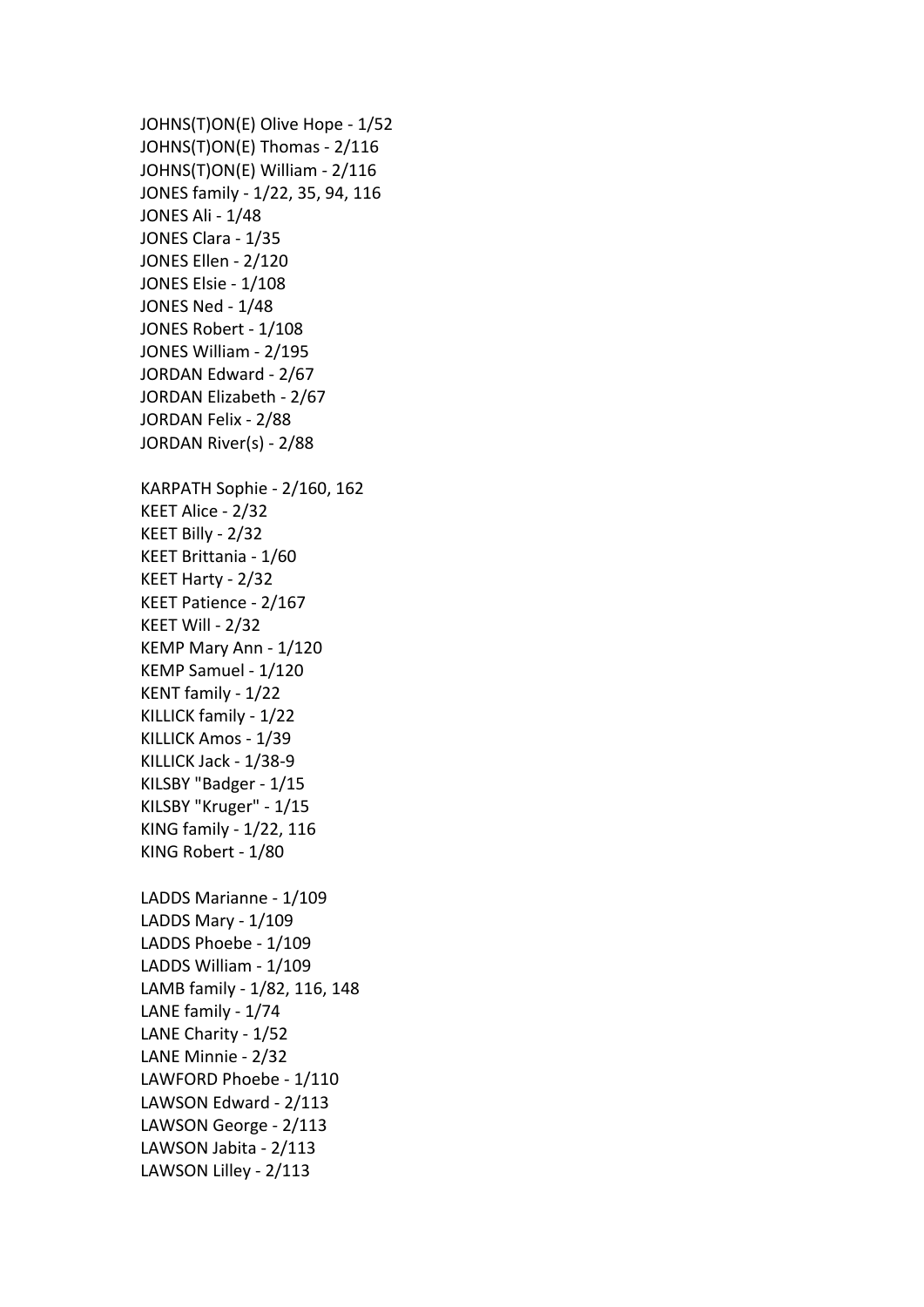JOHNS(T)ON(E) Olive Hope - 1/52
JOHNS(T)ON(E) Thomas - 2/116
JOHNS(T)ON(E) William - 2/116
JONES family - 1/22, 35, 94, 116
JONES Ali - 1/48
JONES Clara - 1/35
JONES Ellen - 2/120
JONES Elsie - 1/108
JONES Ned - 1/48
JONES Robert - 1/108
JONES William - 2/195
JORDAN Edward - 2/67
JORDAN Elizabeth - 2/67
JORDAN Felix - 2/88
JORDAN River(s) - 2/88

KARPATH Sophie - 2/160, 162
KEET Alice - 2/32
KEET Billy - 2/32
KEET Brittania - 1/60
KEET Harty - 2/32
KEET Patience - 2/167
KEET Will - 2/32
KEMP Mary Ann - 1/120
KEMP Samuel - 1/120
KENT family - 1/22
KILLICK family - 1/22
KILLICK Amos - 1/39
KILLICK Jack - 1/38-9
KILSBY "Badger - 1/15
KILSBY "Kruger" - 1/15
KING family - 1/22, 116
KING Robert - 1/80

LADDS Marianne - 1/109
LADDS Mary - 1/109
LADDS Phoebe - 1/109
LADDS William - 1/109
LAMB family - 1/82, 116, 148
LANE family - 1/74
LANE Charity - 1/52
LANE Minnie - 2/32
LAWFORD Phoebe - 1/110
LAWSON Edward - 2/113
LAWSON George - 2/113
LAWSON Jabita - 2/113
LAWSON Lilley - 2/113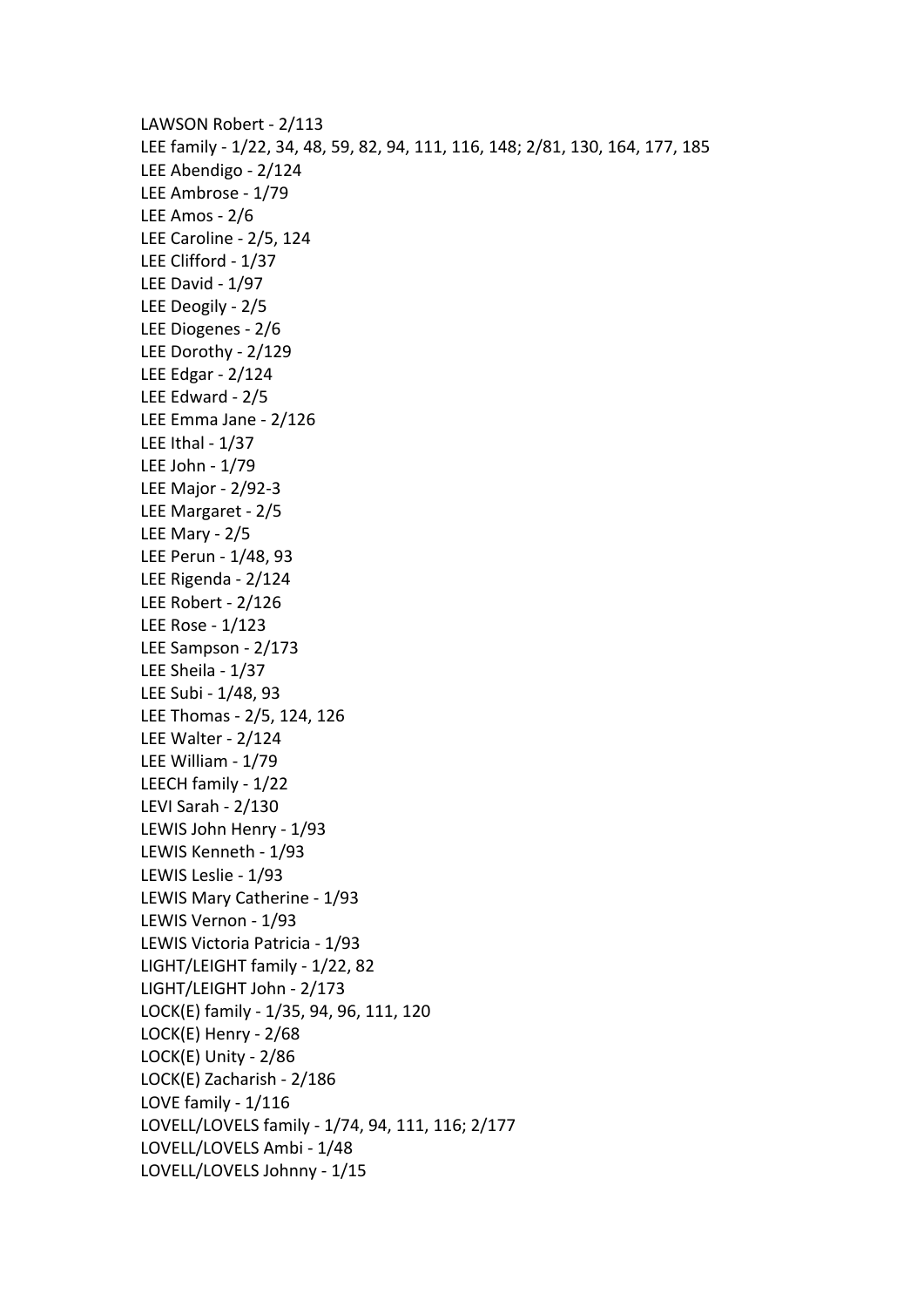LAWSON Robert - 2/113
LEE family - 1/22, 34, 48, 59, 82, 94, 111, 116, 148; 2/81, 130, 164, 177, 185
LEE Abendigo - 2/124
LEE Ambrose - 1/79
LEE Amos - 2/6
LEE Caroline - 2/5, 124
LEE Clifford - 1/37
LEE David - 1/97
LEE Deogily - 2/5
LEE Diogenes - 2/6
LEE Dorothy - 2/129
LEE Edgar - 2/124
LEE Edward - 2/5
LEE Emma Jane - 2/126
LEE Ithal - 1/37
LEE John - 1/79
LEE Major - 2/92-3
LEE Margaret - 2/5
LEE Mary - 2/5
LEE Perun - 1/48, 93
LEE Rigenda - 2/124
LEE Robert - 2/126
LEE Rose - 1/123
LEE Sampson - 2/173
LEE Sheila - 1/37
LEE Subi - 1/48, 93
LEE Thomas - 2/5, 124, 126
LEE Walter - 2/124
LEE William - 1/79
LEECH family - 1/22
LEVI Sarah - 2/130
LEWIS John Henry - 1/93
LEWIS Kenneth - 1/93
LEWIS Leslie - 1/93
LEWIS Mary Catherine - 1/93
LEWIS Vernon - 1/93
LEWIS Victoria Patricia - 1/93
LIGHT/LEIGHT family - 1/22, 82
LIGHT/LEIGHT John - 2/173
LOCK(E) family - 1/35, 94, 96, 111, 120
LOCK(E) Henry - 2/68
LOCK(E) Unity - 2/86
LOCK(E) Zacharish - 2/186
LOVE family - 1/116
LOVELL/LOVELS family - 1/74, 94, 111, 116; 2/177
LOVELL/LOVELS Ambi - 1/48
LOVELL/LOVELS Johnny - 1/15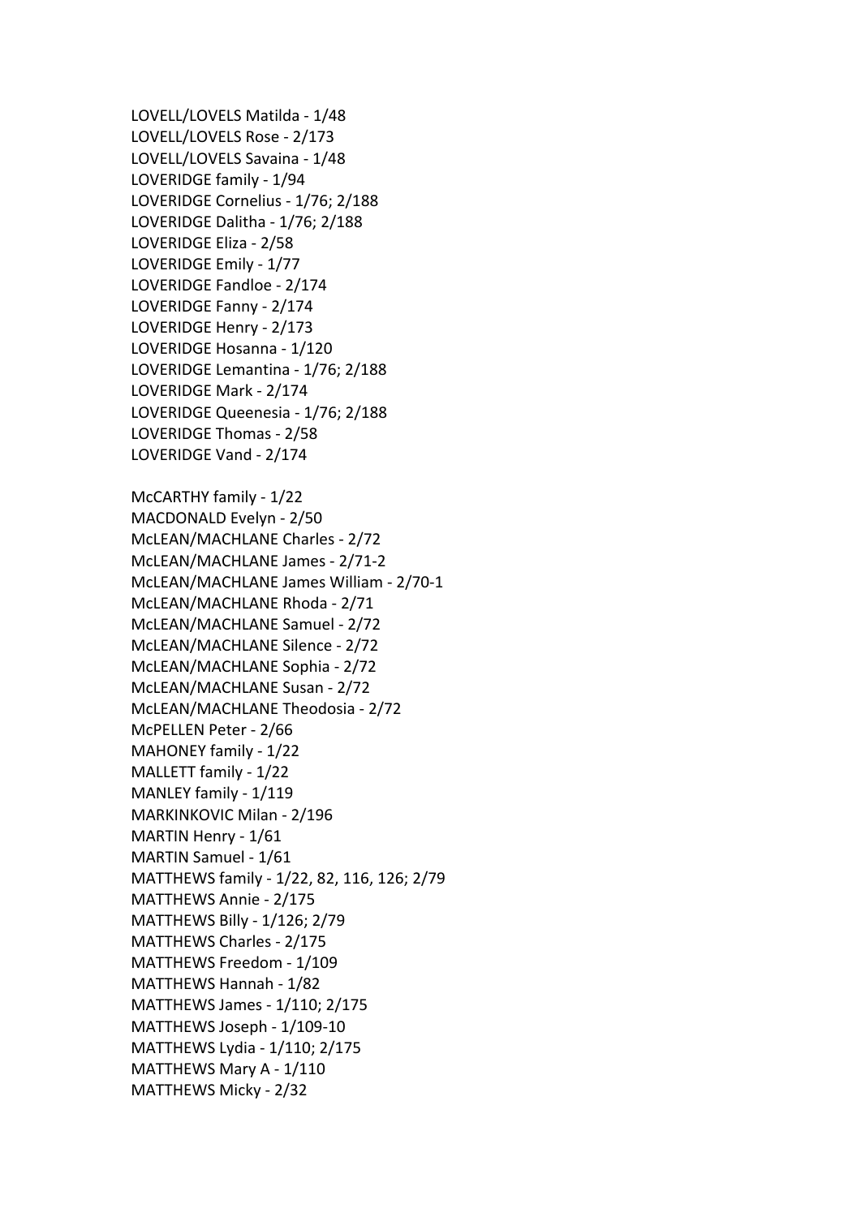LOVELL/LOVELS Matilda - 1/48
LOVELL/LOVELS Rose - 2/173
LOVELL/LOVELS Savaina - 1/48
LOVERIDGE family - 1/94
LOVERIDGE Cornelius - 1/76; 2/188
LOVERIDGE Dalitha - 1/76; 2/188
LOVERIDGE Eliza - 2/58
LOVERIDGE Emily - 1/77
LOVERIDGE Fandloe - 2/174
LOVERIDGE Fanny - 2/174
LOVERIDGE Henry - 2/173
LOVERIDGE Hosanna - 1/120
LOVERIDGE Lemantina - 1/76; 2/188
LOVERIDGE Mark - 2/174
LOVERIDGE Queenesia - 1/76; 2/188
LOVERIDGE Thomas - 2/58
LOVERIDGE Vand - 2/174

McCARTHY family - 1/22
MACDONALD Evelyn - 2/50
McLEAN/MACHLANE Charles - 2/72
McLEAN/MACHLANE James - 2/71-2
McLEAN/MACHLANE James William - 2/70-1
McLEAN/MACHLANE Rhoda - 2/71
McLEAN/MACHLANE Samuel - 2/72
McLEAN/MACHLANE Silence - 2/72
McLEAN/MACHLANE Sophia - 2/72
McLEAN/MACHLANE Susan - 2/72
McLEAN/MACHLANE Theodosia - 2/72
McPELLEN Peter - 2/66
MAHONEY family - 1/22
MALLETT family - 1/22
MANLEY family - 1/119
MARKINKOVIC Milan - 2/196
MARTIN Henry - 1/61
MARTIN Samuel - 1/61
MATTHEWS family - 1/22, 82, 116, 126; 2/79
MATTHEWS Annie - 2/175
MATTHEWS Billy - 1/126; 2/79
MATTHEWS Charles - 2/175
MATTHEWS Freedom - 1/109
MATTHEWS Hannah - 1/82
MATTHEWS James - 1/110; 2/175
MATTHEWS Joseph - 1/109-10
MATTHEWS Lydia - 1/110; 2/175
MATTHEWS Mary A - 1/110
MATTHEWS Micky - 2/32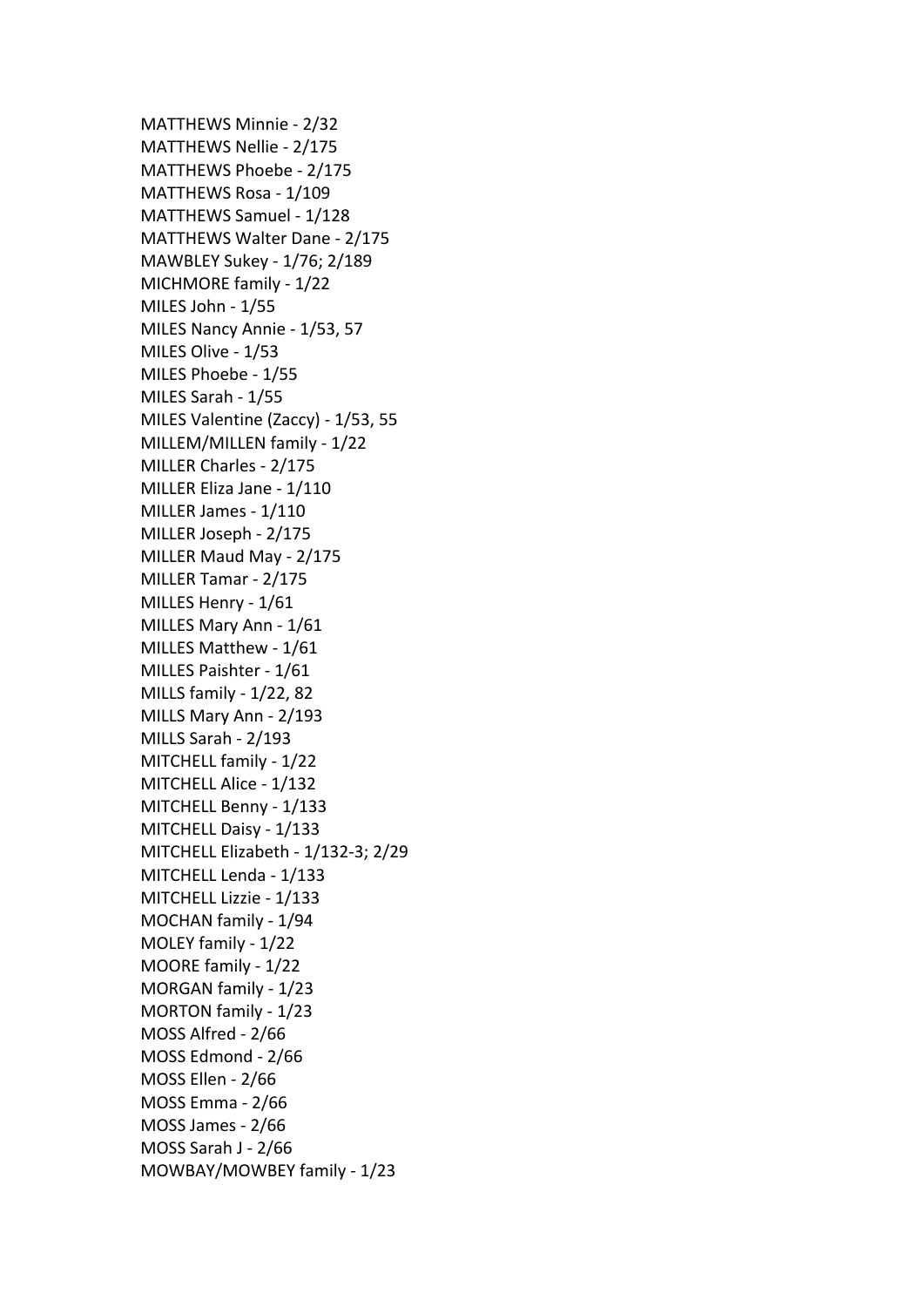MATTHEWS Minnie - 2/32
MATTHEWS Nellie - 2/175
MATTHEWS Phoebe - 2/175
MATTHEWS Rosa - 1/109
MATTHEWS Samuel - 1/128
MATTHEWS Walter Dane - 2/175
MAWBLEY Sukey - 1/76; 2/189
MICHMORE family - 1/22
MILES John - 1/55
MILES Nancy Annie - 1/53, 57
MILES Olive - 1/53
MILES Phoebe - 1/55
MILES Sarah - 1/55
MILES Valentine (Zaccy) - 1/53, 55
MILLEM/MILLEN family - 1/22
MILLER Charles - 2/175
MILLER Eliza Jane - 1/110
MILLER James - 1/110
MILLER Joseph - 2/175
MILLER Maud May - 2/175
MILLER Tamar - 2/175
MILLES Henry - 1/61
MILLES Mary Ann - 1/61
MILLES Matthew - 1/61
MILLES Paishter - 1/61
MILLS family - 1/22, 82
MILLS Mary Ann - 2/193
MILLS Sarah - 2/193
MITCHELL family - 1/22
MITCHELL Alice - 1/132
MITCHELL Benny - 1/133
MITCHELL Daisy - 1/133
MITCHELL Elizabeth - 1/132-3; 2/29
MITCHELL Lenda - 1/133
MITCHELL Lizzie - 1/133
MOCHAN family - 1/94
MOLEY family - 1/22
MOORE family - 1/22
MORGAN family - 1/23
MORTON family - 1/23
MOSS Alfred - 2/66
MOSS Edmond - 2/66
MOSS Ellen - 2/66
MOSS Emma - 2/66
MOSS James - 2/66
MOSS Sarah J - 2/66
MOWBAY/MOWBEY family - 1/23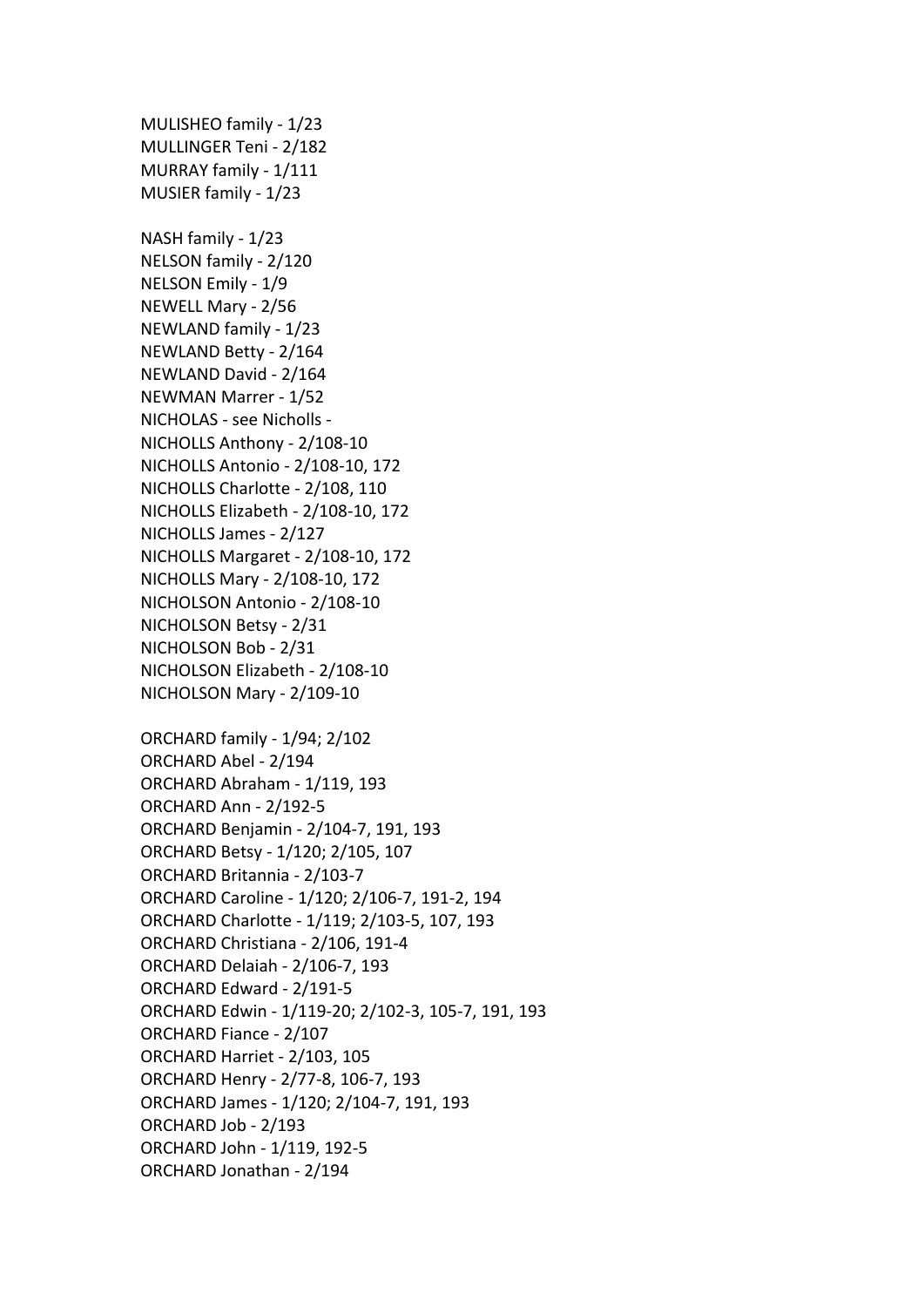MULISHEO family - 1/23
MULLINGER Teni - 2/182
MURRAY family - 1/111
MUSIER family - 1/23

NASH family - 1/23
NELSON family - 2/120
NELSON Emily - 1/9
NEWELL Mary - 2/56
NEWLAND family - 1/23
NEWLAND Betty - 2/164
NEWLAND David - 2/164
NEWMAN Marrer - 1/52
NICHOLAS - see Nicholls -
NICHOLLS Anthony - 2/108-10
NICHOLLS Antonio - 2/108-10, 172
NICHOLLS Charlotte - 2/108, 110
NICHOLLS Elizabeth - 2/108-10, 172
NICHOLLS James - 2/127
NICHOLLS Margaret - 2/108-10, 172
NICHOLLS Mary - 2/108-10, 172
NICHOLSON Antonio - 2/108-10
NICHOLSON Betsy - 2/31
NICHOLSON Bob - 2/31
NICHOLSON Elizabeth - 2/108-10
NICHOLSON Mary - 2/109-10

ORCHARD family - 1/94; 2/102
ORCHARD Abel - 2/194
ORCHARD Abraham - 1/119, 193
ORCHARD Ann - 2/192-5
ORCHARD Benjamin - 2/104-7, 191, 193
ORCHARD Betsy - 1/120; 2/105, 107
ORCHARD Britannia - 2/103-7
ORCHARD Caroline - 1/120; 2/106-7, 191-2, 194
ORCHARD Charlotte - 1/119; 2/103-5, 107, 193
ORCHARD Christiana - 2/106, 191-4
ORCHARD Delaiah - 2/106-7, 193
ORCHARD Edward - 2/191-5
ORCHARD Edwin - 1/119-20; 2/102-3, 105-7, 191, 193
ORCHARD Fiance - 2/107
ORCHARD Harriet - 2/103, 105
ORCHARD Henry - 2/77-8, 106-7, 193
ORCHARD James - 1/120; 2/104-7, 191, 193
ORCHARD Job - 2/193
ORCHARD John - 1/119, 192-5
ORCHARD Jonathan - 2/194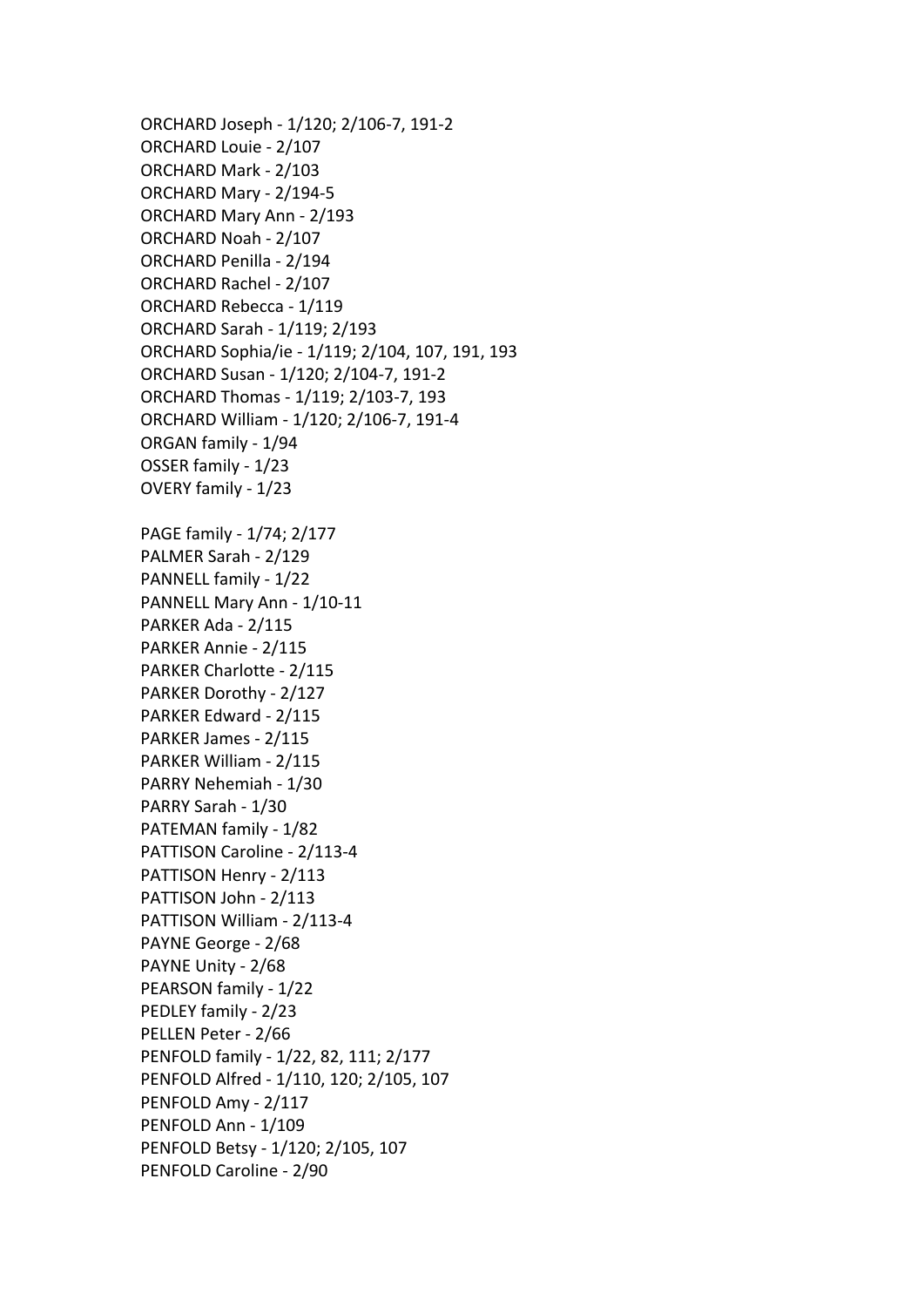ORCHARD Joseph - 1/120; 2/106-7, 191-2
ORCHARD Louie - 2/107
ORCHARD Mark - 2/103
ORCHARD Mary - 2/194-5
ORCHARD Mary Ann - 2/193
ORCHARD Noah - 2/107
ORCHARD Penilla - 2/194
ORCHARD Rachel - 2/107
ORCHARD Rebecca - 1/119
ORCHARD Sarah - 1/119; 2/193
ORCHARD Sophia/ie - 1/119; 2/104, 107, 191, 193
ORCHARD Susan - 1/120; 2/104-7, 191-2
ORCHARD Thomas - 1/119; 2/103-7, 193
ORCHARD William - 1/120; 2/106-7, 191-4
ORGAN family - 1/94
OSSER family - 1/23
OVERY family - 1/23

PAGE family - 1/74; 2/177
PALMER Sarah - 2/129
PANNELL family - 1/22
PANNELL Mary Ann - 1/10-11
PARKER Ada - 2/115
PARKER Annie - 2/115
PARKER Charlotte - 2/115
PARKER Dorothy - 2/127
PARKER Edward - 2/115
PARKER James - 2/115
PARKER William - 2/115
PARRY Nehemiah - 1/30
PARRY Sarah - 1/30
PATEMAN family - 1/82
PATTISON Caroline - 2/113-4
PATTISON Henry - 2/113
PATTISON John - 2/113
PATTISON William - 2/113-4
PAYNE George - 2/68
PAYNE Unity - 2/68
PEARSON family - 1/22
PEDLEY family - 2/23
PELLEN Peter - 2/66
PENFOLD family - 1/22, 82, 111; 2/177
PENFOLD Alfred - 1/110, 120; 2/105, 107
PENFOLD Amy - 2/117
PENFOLD Ann - 1/109
PENFOLD Betsy - 1/120; 2/105, 107
PENFOLD Caroline - 2/90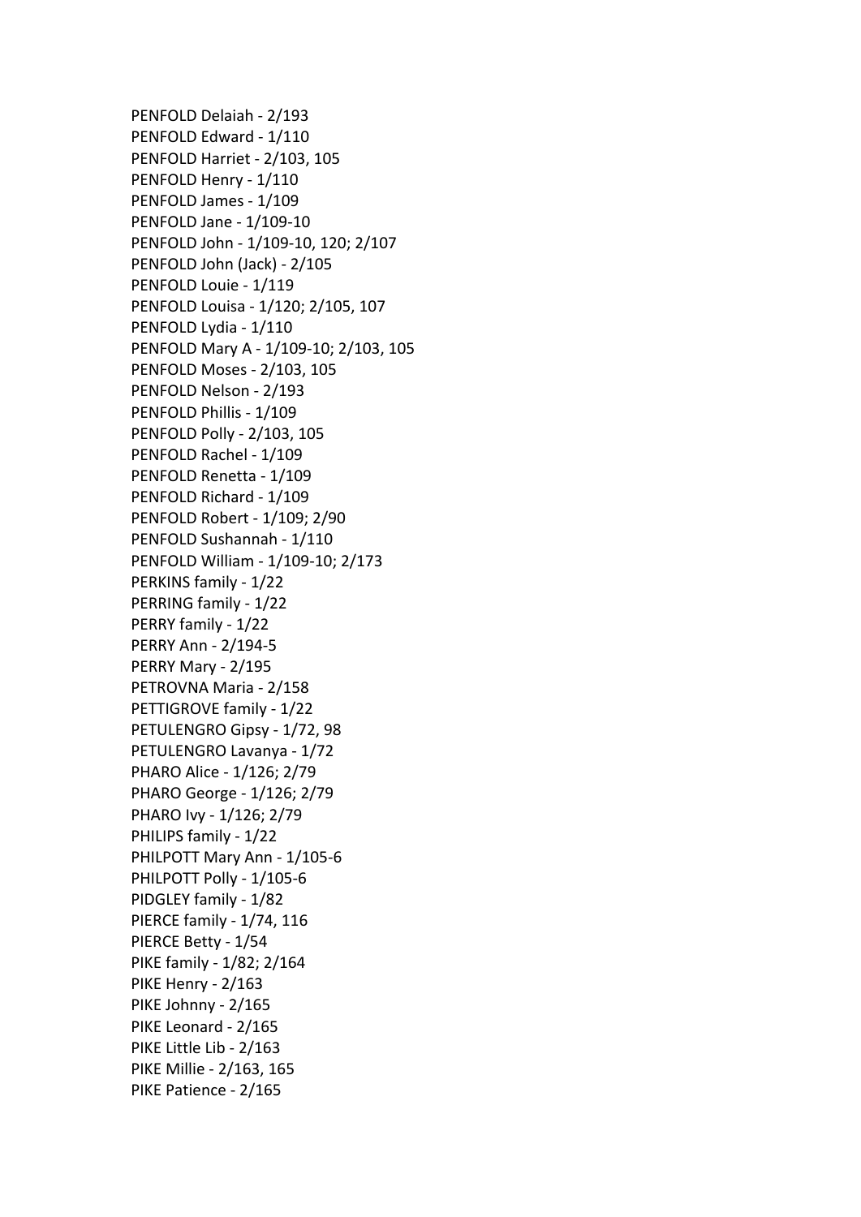PENFOLD Delaiah - 2/193
PENFOLD Edward - 1/110
PENFOLD Harriet - 2/103, 105
PENFOLD Henry - 1/110
PENFOLD James - 1/109
PENFOLD Jane - 1/109-10
PENFOLD John - 1/109-10, 120; 2/107
PENFOLD John (Jack) - 2/105
PENFOLD Louie - 1/119
PENFOLD Louisa - 1/120; 2/105, 107
PENFOLD Lydia - 1/110
PENFOLD Mary A - 1/109-10; 2/103, 105
PENFOLD Moses - 2/103, 105
PENFOLD Nelson - 2/193
PENFOLD Phillis - 1/109
PENFOLD Polly - 2/103, 105
PENFOLD Rachel - 1/109
PENFOLD Renetta - 1/109
PENFOLD Richard - 1/109
PENFOLD Robert - 1/109; 2/90
PENFOLD Sushannah - 1/110
PENFOLD William - 1/109-10; 2/173
PERKINS family - 1/22
PERRING family - 1/22
PERRY family - 1/22
PERRY Ann - 2/194-5
PERRY Mary - 2/195
PETROVNA Maria - 2/158
PETTIGROVE family - 1/22
PETULENGRO Gipsy - 1/72, 98
PETULENGRO Lavanya - 1/72
PHARO Alice - 1/126; 2/79
PHARO George - 1/126; 2/79
PHARO Ivy - 1/126; 2/79
PHILIPS family - 1/22
PHILPOTT Mary Ann - 1/105-6
PHILPOTT Polly - 1/105-6
PIDGLEY family - 1/82
PIERCE family - 1/74, 116
PIERCE Betty - 1/54
PIKE family - 1/82; 2/164
PIKE Henry - 2/163
PIKE Johnny - 2/165
PIKE Leonard - 2/165
PIKE Little Lib - 2/163
PIKE Millie - 2/163, 165
PIKE Patience - 2/165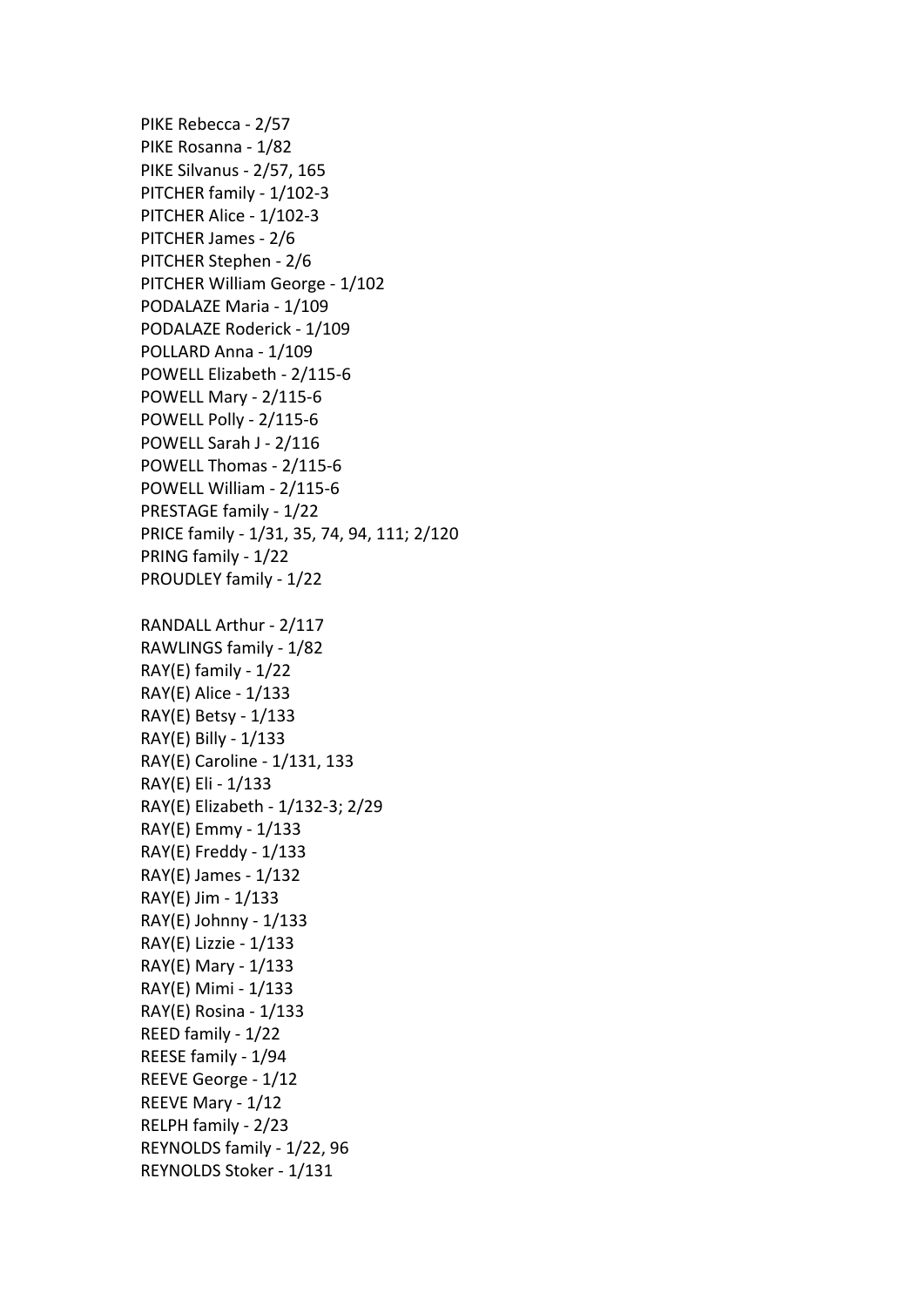PIKE Rebecca - 2/57
PIKE Rosanna - 1/82
PIKE Silvanus - 2/57, 165
PITCHER family - 1/102-3
PITCHER Alice - 1/102-3
PITCHER James - 2/6
PITCHER Stephen - 2/6
PITCHER William George - 1/102
PODALAZE Maria - 1/109
PODALAZE Roderick - 1/109
POLLARD Anna - 1/109
POWELL Elizabeth - 2/115-6
POWELL Mary - 2/115-6
POWELL Polly - 2/115-6
POWELL Sarah J - 2/116
POWELL Thomas - 2/115-6
POWELL William - 2/115-6
PRESTAGE family - 1/22
PRICE family - 1/31, 35, 74, 94, 111; 2/120
PRING family - 1/22
PROUDLEY family - 1/22

RANDALL Arthur - 2/117
RAWLINGS family - 1/82
RAY(E) family - 1/22
RAY(E) Alice - 1/133
RAY(E) Betsy - 1/133
RAY(E) Billy - 1/133
RAY(E) Caroline - 1/131, 133
RAY(E) Eli - 1/133
RAY(E) Elizabeth - 1/132-3; 2/29
RAY(E) Emmy - 1/133
RAY(E) Freddy - 1/133
RAY(E) James - 1/132
RAY(E) Jim - 1/133
RAY(E) Johnny - 1/133
RAY(E) Lizzie - 1/133
RAY(E) Mary - 1/133
RAY(E) Mimi - 1/133
RAY(E) Rosina - 1/133
REED family - 1/22
REESE family - 1/94
REEVE George - 1/12
REEVE Mary - 1/12
RELPH family - 2/23
REYNOLDS family - 1/22, 96
REYNOLDS Stoker - 1/131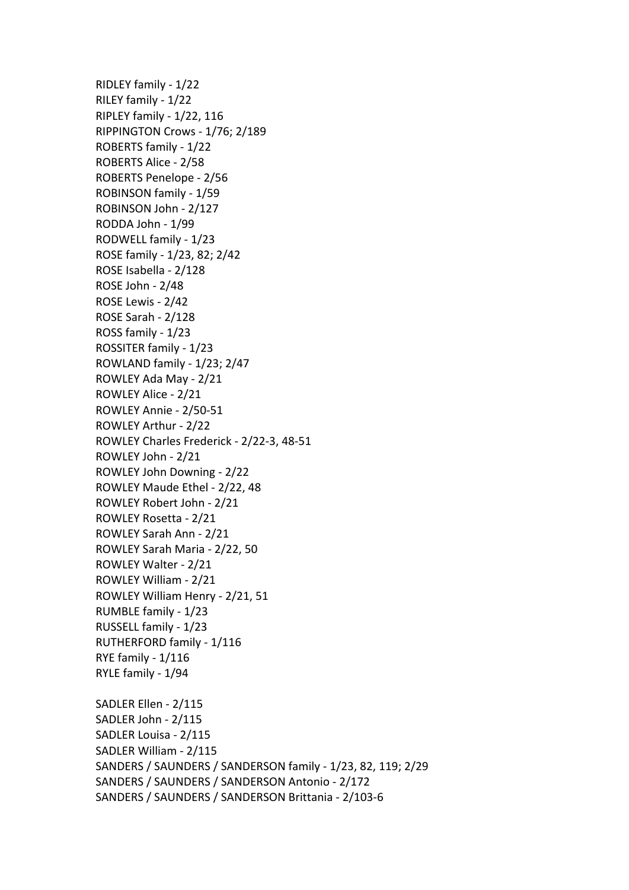RIDLEY family - 1/22
RILEY family - 1/22
RIPLEY family - 1/22, 116
RIPPINGTON Crows - 1/76; 2/189
ROBERTS family - 1/22
ROBERTS Alice - 2/58
ROBERTS Penelope - 2/56
ROBINSON family - 1/59
ROBINSON John - 2/127
RODDA John - 1/99
RODWELL family - 1/23
ROSE family - 1/23, 82; 2/42
ROSE Isabella - 2/128
ROSE John - 2/48
ROSE Lewis - 2/42
ROSE Sarah - 2/128
ROSS family - 1/23
ROSSITER family - 1/23
ROWLAND family - 1/23; 2/47
ROWLEY Ada May - 2/21
ROWLEY Alice - 2/21
ROWLEY Annie - 2/50-51
ROWLEY Arthur - 2/22
ROWLEY Charles Frederick - 2/22-3, 48-51
ROWLEY John - 2/21
ROWLEY John Downing - 2/22
ROWLEY Maude Ethel - 2/22, 48
ROWLEY Robert John - 2/21
ROWLEY Rosetta - 2/21
ROWLEY Sarah Ann - 2/21
ROWLEY Sarah Maria - 2/22, 50
ROWLEY Walter - 2/21
ROWLEY William - 2/21
ROWLEY William Henry - 2/21, 51
RUMBLE family - 1/23
RUSSELL family - 1/23
RUTHERFORD family - 1/116
RYE family - 1/116
RYLE family - 1/94

SADLER Ellen - 2/115
SADLER John - 2/115
SADLER Louisa - 2/115
SADLER William - 2/115
SANDERS / SAUNDERS / SANDERSON family - 1/23, 82, 119; 2/29
SANDERS / SAUNDERS / SANDERSON Antonio - 2/172
SANDERS / SAUNDERS / SANDERSON Brittania - 2/103-6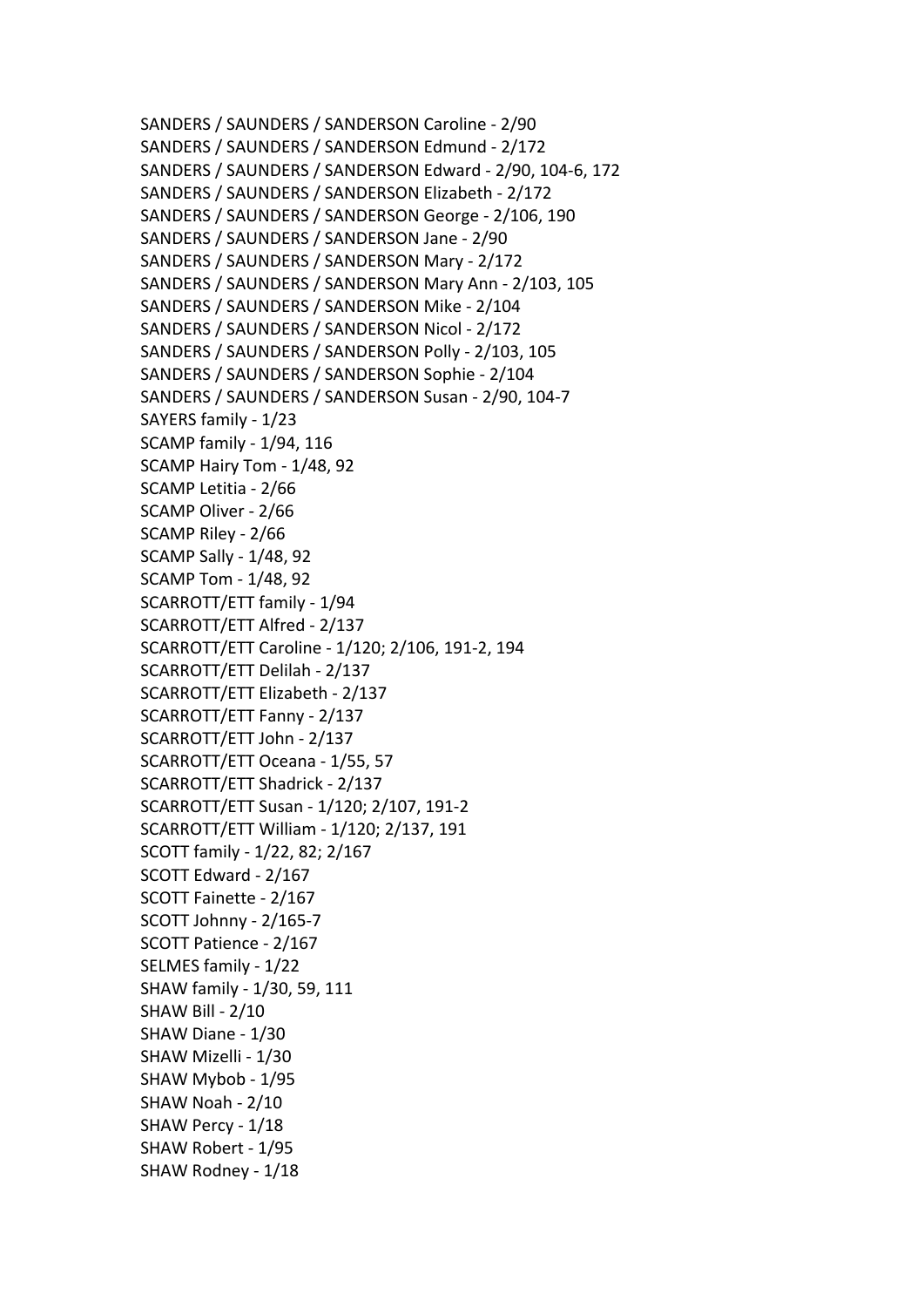SANDERS / SAUNDERS / SANDERSON Caroline - 2/90
SANDERS / SAUNDERS / SANDERSON Edmund - 2/172
SANDERS / SAUNDERS / SANDERSON Edward - 2/90, 104-6, 172
SANDERS / SAUNDERS / SANDERSON Elizabeth - 2/172
SANDERS / SAUNDERS / SANDERSON George - 2/106, 190
SANDERS / SAUNDERS / SANDERSON Jane - 2/90
SANDERS / SAUNDERS / SANDERSON Mary - 2/172
SANDERS / SAUNDERS / SANDERSON Mary Ann - 2/103, 105
SANDERS / SAUNDERS / SANDERSON Mike - 2/104
SANDERS / SAUNDERS / SANDERSON Nicol - 2/172
SANDERS / SAUNDERS / SANDERSON Polly - 2/103, 105
SANDERS / SAUNDERS / SANDERSON Sophie - 2/104
SANDERS / SAUNDERS / SANDERSON Susan - 2/90, 104-7
SAYERS family - 1/23
SCAMP family - 1/94, 116
SCAMP Hairy Tom - 1/48, 92
SCAMP Letitia - 2/66
SCAMP Oliver - 2/66
SCAMP Riley - 2/66
SCAMP Sally - 1/48, 92
SCAMP Tom - 1/48, 92
SCARROTT/ETT family - 1/94
SCARROTT/ETT Alfred - 2/137
SCARROTT/ETT Caroline - 1/120; 2/106, 191-2, 194
SCARROTT/ETT Delilah - 2/137
SCARROTT/ETT Elizabeth - 2/137
SCARROTT/ETT Fanny - 2/137
SCARROTT/ETT John - 2/137
SCARROTT/ETT Oceana - 1/55, 57
SCARROTT/ETT Shadrick - 2/137
SCARROTT/ETT Susan - 1/120; 2/107, 191-2
SCARROTT/ETT William - 1/120; 2/137, 191
SCOTT family - 1/22, 82; 2/167
SCOTT Edward - 2/167
SCOTT Fainette - 2/167
SCOTT Johnny - 2/165-7
SCOTT Patience - 2/167
SELMES family - 1/22
SHAW family - 1/30, 59, 111
SHAW Bill - 2/10
SHAW Diane - 1/30
SHAW Mizelli - 1/30
SHAW Mybob - 1/95
SHAW Noah - 2/10
SHAW Percy - 1/18
SHAW Robert - 1/95
SHAW Rodney - 1/18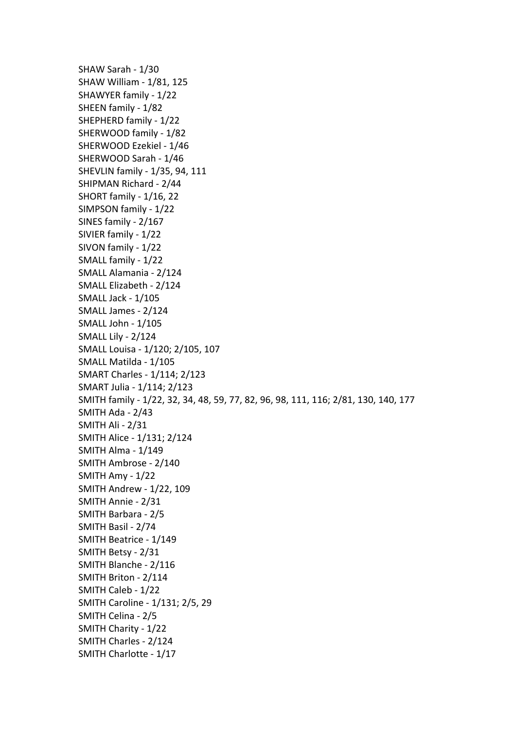SHAW Sarah - 1/30
SHAW William - 1/81, 125
SHAWYER family - 1/22
SHEEN family - 1/82
SHEPHERD family - 1/22
SHERWOOD family - 1/82
SHERWOOD Ezekiel - 1/46
SHERWOOD Sarah - 1/46
SHEVLIN family - 1/35, 94, 111
SHIPMAN Richard - 2/44
SHORT family - 1/16, 22
SIMPSON family - 1/22
SINES family - 2/167
SIVIER family - 1/22
SIVON family - 1/22
SMALL family - 1/22
SMALL Alamania - 2/124
SMALL Elizabeth - 2/124
SMALL Jack - 1/105
SMALL James - 2/124
SMALL John - 1/105
SMALL Lily - 2/124
SMALL Louisa - 1/120; 2/105, 107
SMALL Matilda - 1/105
SMART Charles - 1/114; 2/123
SMART Julia - 1/114; 2/123
SMITH family - 1/22, 32, 34, 48, 59, 77, 82, 96, 98, 111, 116; 2/81, 130, 140, 177
SMITH Ada - 2/43
SMITH Ali - 2/31
SMITH Alice - 1/131; 2/124
SMITH Alma - 1/149
SMITH Ambrose - 2/140
SMITH Amy - 1/22
SMITH Andrew - 1/22, 109
SMITH Annie - 2/31
SMITH Barbara - 2/5
SMITH Basil - 2/74
SMITH Beatrice - 1/149
SMITH Betsy - 2/31
SMITH Blanche - 2/116
SMITH Briton - 2/114
SMITH Caleb - 1/22
SMITH Caroline - 1/131; 2/5, 29
SMITH Celina - 2/5
SMITH Charity - 1/22
SMITH Charles - 2/124
SMITH Charlotte - 1/17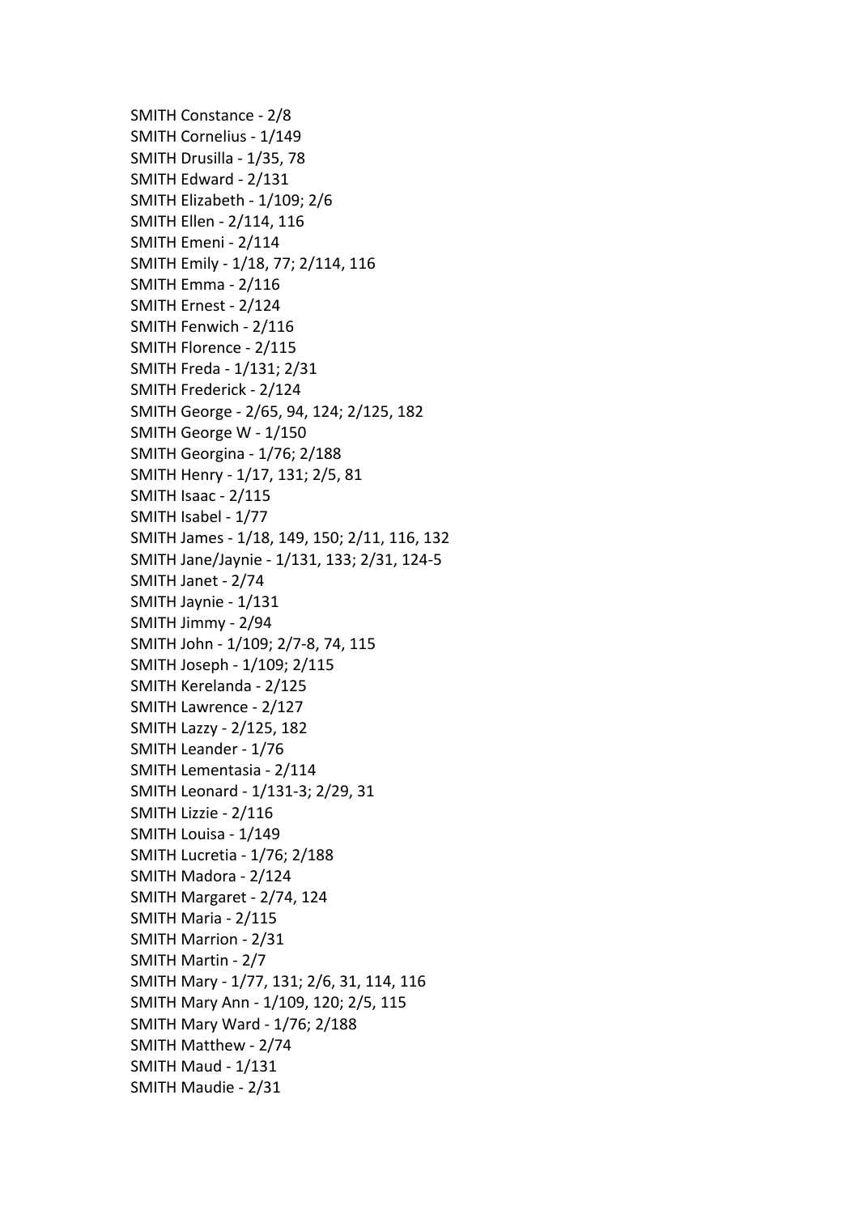SMITH Constance - 2/8
SMITH Cornelius - 1/149
SMITH Drusilla - 1/35, 78
SMITH Edward - 2/131
SMITH Elizabeth - 1/109; 2/6
SMITH Ellen - 2/114, 116
SMITH Emeni - 2/114
SMITH Emily - 1/18, 77; 2/114, 116
SMITH Emma - 2/116
SMITH Ernest - 2/124
SMITH Fenwich - 2/116
SMITH Florence - 2/115
SMITH Freda - 1/131; 2/31
SMITH Frederick - 2/124
SMITH George - 2/65, 94, 124; 2/125, 182
SMITH George W - 1/150
SMITH Georgina - 1/76; 2/188
SMITH Henry - 1/17, 131; 2/5, 81
SMITH Isaac - 2/115
SMITH Isabel - 1/77
SMITH James - 1/18, 149, 150; 2/11, 116, 132
SMITH Jane/Jaynie - 1/131, 133; 2/31, 124-5
SMITH Janet - 2/74
SMITH Jaynie - 1/131
SMITH Jimmy - 2/94
SMITH John - 1/109; 2/7-8, 74, 115
SMITH Joseph - 1/109; 2/115
SMITH Kerelanda - 2/125
SMITH Lawrence - 2/127
SMITH Lazzy - 2/125, 182
SMITH Leander - 1/76
SMITH Lementasia - 2/114
SMITH Leonard - 1/131-3; 2/29, 31
SMITH Lizzie - 2/116
SMITH Louisa - 1/149
SMITH Lucretia - 1/76; 2/188
SMITH Madora - 2/124
SMITH Margaret - 2/74, 124
SMITH Maria - 2/115
SMITH Marrion - 2/31
SMITH Martin - 2/7
SMITH Mary - 1/77, 131; 2/6, 31, 114, 116
SMITH Mary Ann - 1/109, 120; 2/5, 115
SMITH Mary Ward - 1/76; 2/188
SMITH Matthew - 2/74
SMITH Maud - 1/131
SMITH Maudie - 2/31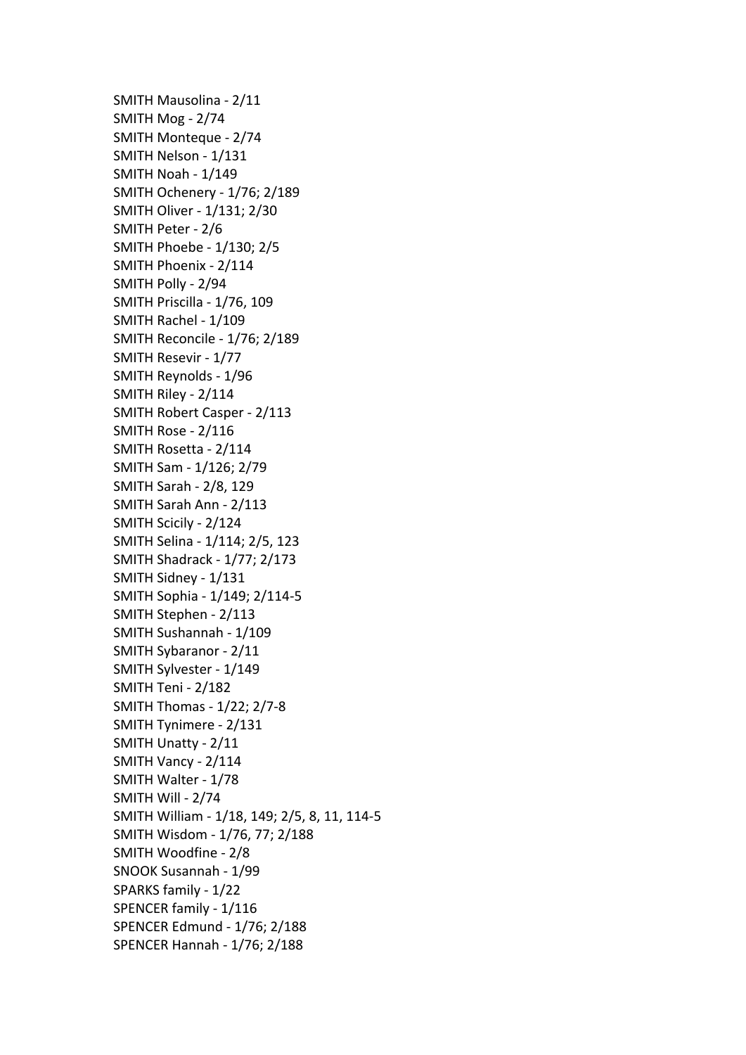SMITH Mausolina - 2/11
SMITH Mog - 2/74
SMITH Monteque - 2/74
SMITH Nelson - 1/131
SMITH Noah - 1/149
SMITH Ochenery - 1/76; 2/189
SMITH Oliver - 1/131; 2/30
SMITH Peter - 2/6
SMITH Phoebe - 1/130; 2/5
SMITH Phoenix - 2/114
SMITH Polly - 2/94
SMITH Priscilla - 1/76, 109
SMITH Rachel - 1/109
SMITH Reconcile - 1/76; 2/189
SMITH Resevir - 1/77
SMITH Reynolds - 1/96
SMITH Riley - 2/114
SMITH Robert Casper - 2/113
SMITH Rose - 2/116
SMITH Rosetta - 2/114
SMITH Sam - 1/126; 2/79
SMITH Sarah - 2/8, 129
SMITH Sarah Ann - 2/113
SMITH Scicily - 2/124
SMITH Selina - 1/114; 2/5, 123
SMITH Shadrack - 1/77; 2/173
SMITH Sidney - 1/131
SMITH Sophia - 1/149; 2/114-5
SMITH Stephen - 2/113
SMITH Sushannah - 1/109
SMITH Sybaranor - 2/11
SMITH Sylvester - 1/149
SMITH Teni - 2/182
SMITH Thomas - 1/22; 2/7-8
SMITH Tynimere - 2/131
SMITH Unatty - 2/11
SMITH Vancy - 2/114
SMITH Walter - 1/78
SMITH Will - 2/74
SMITH William - 1/18, 149; 2/5, 8, 11, 114-5
SMITH Wisdom - 1/76, 77; 2/188
SMITH Woodfine - 2/8
SNOOK Susannah - 1/99
SPARKS family - 1/22
SPENCER family - 1/116
SPENCER Edmund - 1/76; 2/188
SPENCER Hannah - 1/76; 2/188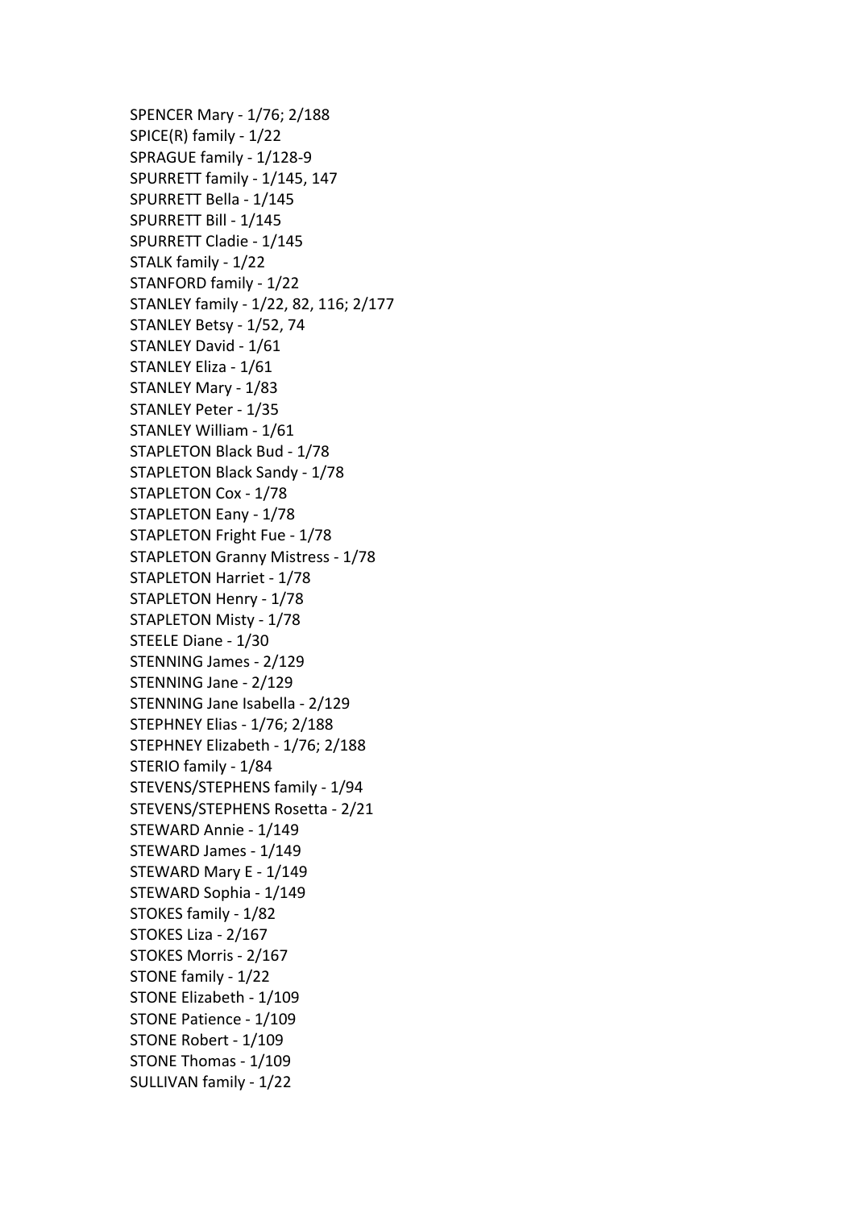SPENCER Mary - 1/76; 2/188
SPICE(R) family - 1/22
SPRAGUE family - 1/128-9
SPURRETT family - 1/145, 147
SPURRETT Bella - 1/145
SPURRETT Bill - 1/145
SPURRETT Cladie - 1/145
STALK family - 1/22
STANFORD family - 1/22
STANLEY family - 1/22, 82, 116; 2/177
STANLEY Betsy - 1/52, 74
STANLEY David - 1/61
STANLEY Eliza - 1/61
STANLEY Mary - 1/83
STANLEY Peter - 1/35
STANLEY William - 1/61
STAPLETON Black Bud - 1/78
STAPLETON Black Sandy - 1/78
STAPLETON Cox - 1/78
STAPLETON Eany - 1/78
STAPLETON Fright Fue - 1/78
STAPLETON Granny Mistress - 1/78
STAPLETON Harriet - 1/78
STAPLETON Henry - 1/78
STAPLETON Misty - 1/78
STEELE Diane - 1/30
STENNING James - 2/129
STENNING Jane - 2/129
STENNING Jane Isabella - 2/129
STEPHNEY Elias - 1/76; 2/188
STEPHNEY Elizabeth - 1/76; 2/188
STERIO family - 1/84
STEVENS/STEPHENS family - 1/94
STEVENS/STEPHENS Rosetta - 2/21
STEWARD Annie - 1/149
STEWARD James - 1/149
STEWARD Mary E - 1/149
STEWARD Sophia - 1/149
STOKES family - 1/82
STOKES Liza - 2/167
STOKES Morris - 2/167
STONE family - 1/22
STONE Elizabeth - 1/109
STONE Patience - 1/109
STONE Robert - 1/109
STONE Thomas - 1/109
SULLIVAN family - 1/22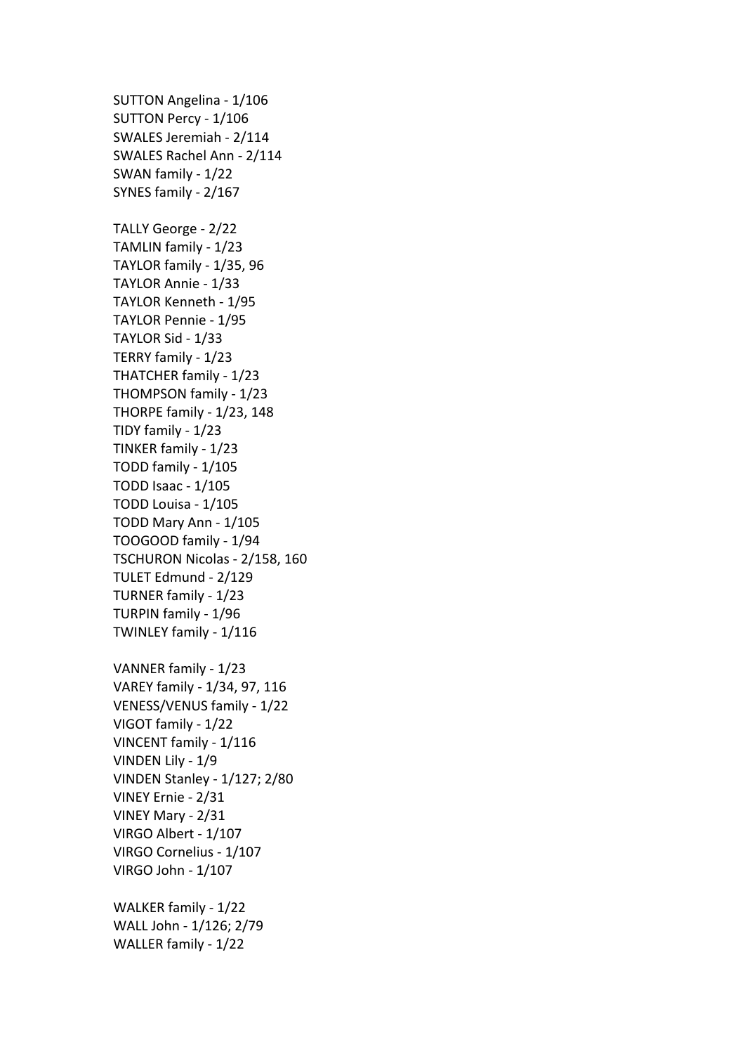SUTTON Angelina - 1/106  
SUTTON Percy - 1/106  
SWALES Jeremiah - 2/114  
SWALES Rachel Ann - 2/114  
SWAN family - 1/22  
SYNES family - 2/167

TALLY George - 2/22  
TAMLIN family - 1/23  
TAYLOR family - 1/35, 96  
TAYLOR Annie - 1/33  
TAYLOR Kenneth - 1/95  
TAYLOR Pennie - 1/95  
TAYLOR Sid - 1/33  
TERRY family - 1/23  
THATCHER family - 1/23  
THOMPSON family - 1/23  
THORPE family - 1/23, 148  
TIDY family - 1/23  
TINKER family - 1/23  
TODD family - 1/105  
TODD Isaac - 1/105  
TODD Louisa - 1/105  
TODD Mary Ann - 1/105  
TOOGOOD family - 1/94  
TSCHURON Nicolas - 2/158, 160  
TULET Edmund - 2/129  
TURNER family - 1/23  
TURPIN family - 1/96  
TWINLEY family - 1/116

VANNER family - 1/23  
VAREY family - 1/34, 97, 116  
VENESS/VENUS family - 1/22  
VIGOT family - 1/22  
VINCENT family - 1/116  
VINDEN Lily - 1/9  
VINDEN Stanley - 1/127; 2/80  
VINEY Ernie - 2/31  
VINEY Mary - 2/31  
VIRGO Albert - 1/107  
VIRGO Cornelius - 1/107  
VIRGO John - 1/107

WALKER family - 1/22  
WALL John - 1/126; 2/79  
WALLER family - 1/22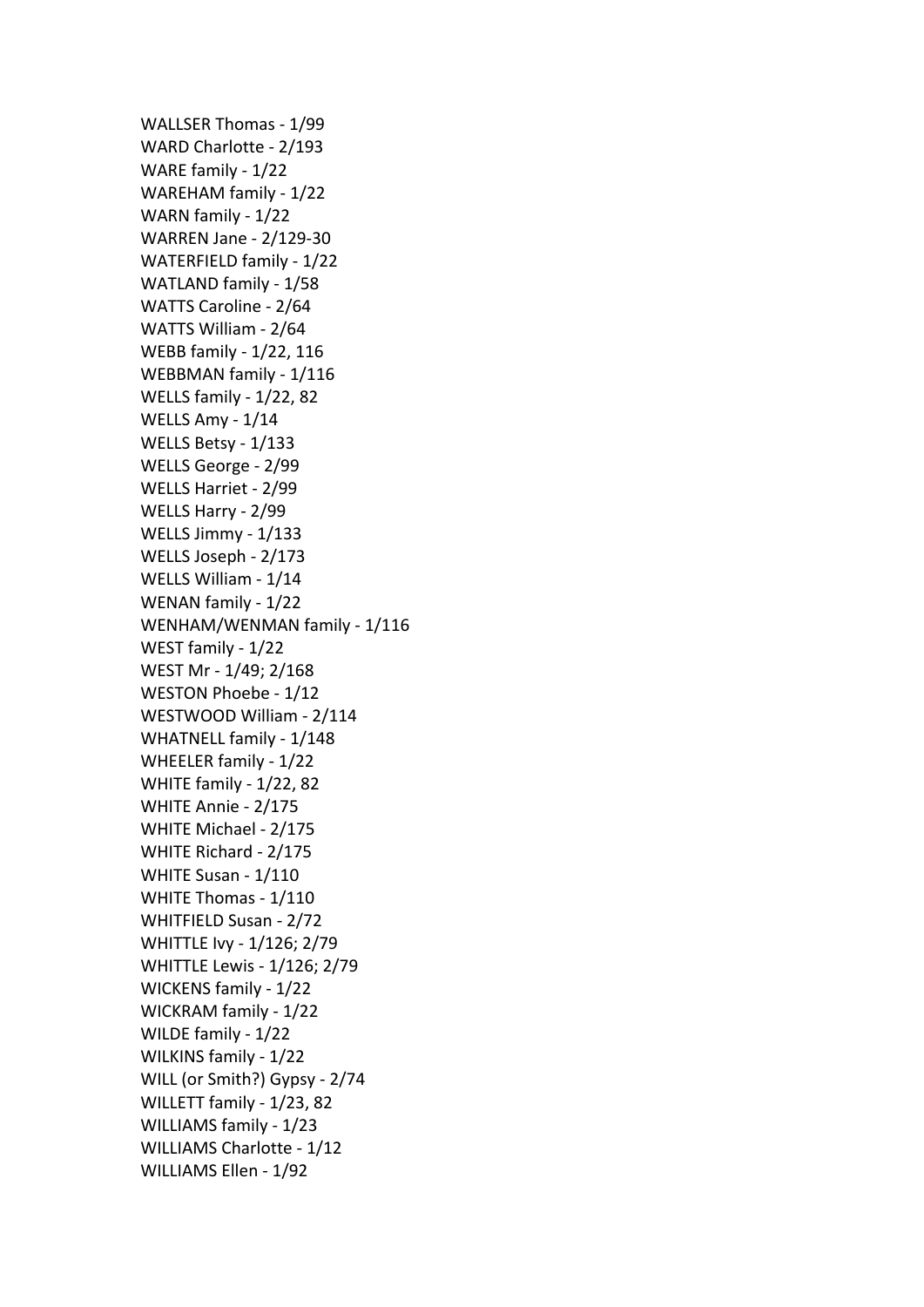WALLSER Thomas - 1/99
WARD Charlotte - 2/193
WARE family - 1/22
WAREHAM family - 1/22
WARN family - 1/22
WARREN Jane - 2/129-30
WATERFIELD family - 1/22
WATLAND family - 1/58
WATTS Caroline - 2/64
WATTS William - 2/64
WEBB family - 1/22, 116
WEBBMAN family - 1/116
WELLS family - 1/22, 82
WELLS Amy - 1/14
WELLS Betsy - 1/133
WELLS George - 2/99
WELLS Harriet - 2/99
WELLS Harry - 2/99
WELLS Jimmy - 1/133
WELLS Joseph - 2/173
WELLS William - 1/14
WENAN family - 1/22
WENHAM/WENMAN family - 1/116
WEST family - 1/22
WEST Mr - 1/49; 2/168
WESTON Phoebe - 1/12
WESTWOOD William - 2/114
WHATNELL family - 1/148
WHEELER family - 1/22
WHITE family - 1/22, 82
WHITE Annie - 2/175
WHITE Michael - 2/175
WHITE Richard - 2/175
WHITE Susan - 1/110
WHITE Thomas - 1/110
WHITFIELD Susan - 2/72
WHITTLE Ivy - 1/126; 2/79
WHITTLE Lewis - 1/126; 2/79
WICKENS family - 1/22
WICKRAM family - 1/22
WILDE family - 1/22
WILKINS family - 1/22
WILL (or Smith?) Gypsy - 2/74
WILLETT family - 1/23, 82
WILLIAMS family - 1/23
WILLIAMS Charlotte - 1/12
WILLIAMS Ellen - 1/92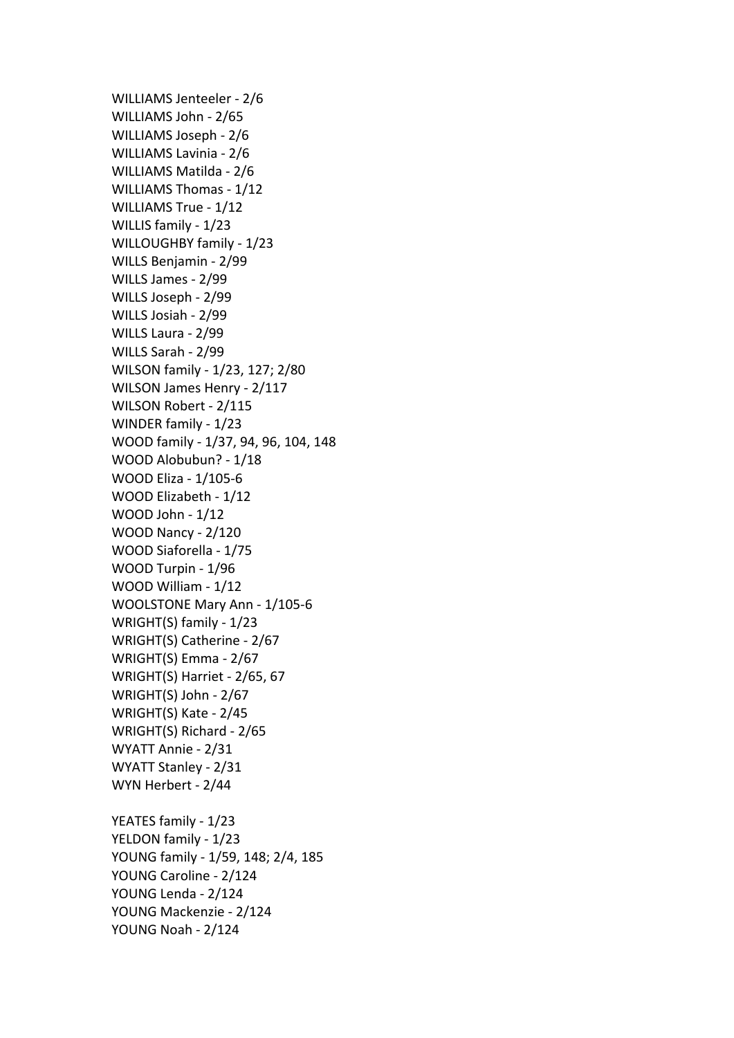WILLIAMS Jenteeler - 2/6
WILLIAMS John - 2/65
WILLIAMS Joseph - 2/6
WILLIAMS Lavinia - 2/6
WILLIAMS Matilda - 2/6
WILLIAMS Thomas - 1/12
WILLIAMS True - 1/12
WILLIS family - 1/23
WILLOUGHBY family - 1/23
WILLS Benjamin - 2/99
WILLS James - 2/99
WILLS Joseph - 2/99
WILLS Josiah - 2/99
WILLS Laura - 2/99
WILLS Sarah - 2/99
WILSON family - 1/23, 127; 2/80
WILSON James Henry - 2/117
WILSON Robert - 2/115
WINDER family - 1/23
WOOD family - 1/37, 94, 96, 104, 148
WOOD Alobubun? - 1/18
WOOD Eliza - 1/105-6
WOOD Elizabeth - 1/12
WOOD John - 1/12
WOOD Nancy - 2/120
WOOD Siaforella - 1/75
WOOD Turpin - 1/96
WOOD William - 1/12
WOOLSTONE Mary Ann - 1/105-6
WRIGHT(S) family - 1/23
WRIGHT(S) Catherine - 2/67
WRIGHT(S) Emma - 2/67
WRIGHT(S) Harriet - 2/65, 67
WRIGHT(S) John - 2/67
WRIGHT(S) Kate - 2/45
WRIGHT(S) Richard - 2/65
WYATT Annie - 2/31
WYATT Stanley - 2/31
WYN Herbert - 2/44

YEATES family - 1/23
YELDON family - 1/23
YOUNG family - 1/59, 148; 2/4, 185
YOUNG Caroline - 2/124
YOUNG Lenda - 2/124
YOUNG Mackenzie - 2/124
YOUNG Noah - 2/124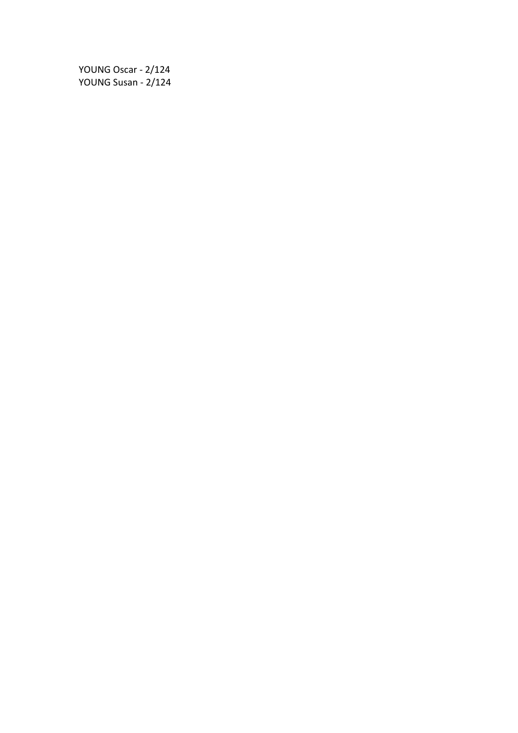YOUNG Oscar - 2/124
YOUNG Susan - 2/124